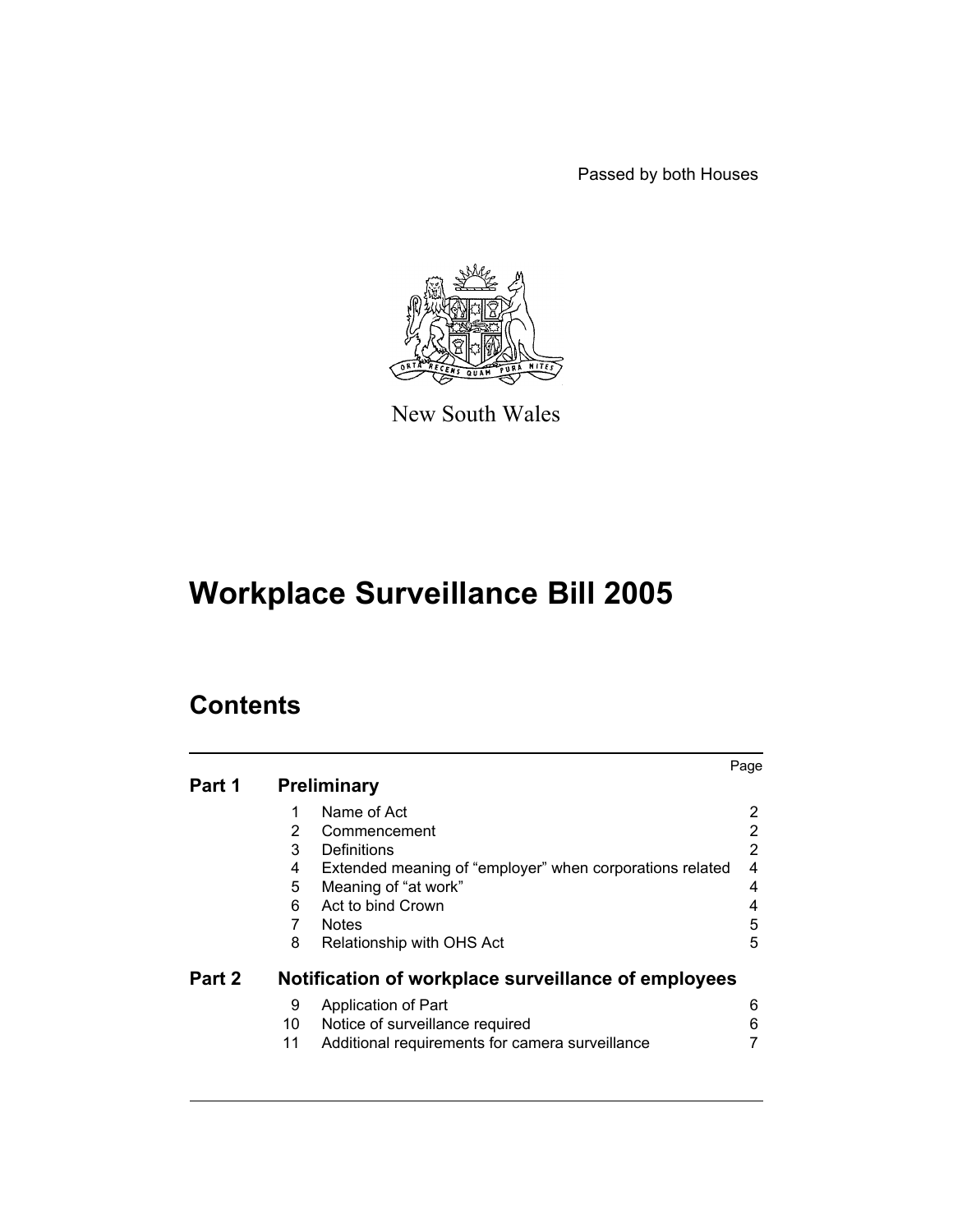Passed by both Houses

New South Wales

# Workplace Surveillance Bill 2005

## Contents

| | | | Page |
|---|---|---|---|
| **Part 1** | **Preliminary** | | |
| | 1 | Name of Act | 2 |
| | 2 | Commencement | 2 |
| | 3 | Definitions | 2 |
| | 4 | Extended meaning of "employer" when corporations related | 4 |
| | 5 | Meaning of "at work" | 4 |
| | 6 | Act to bind Crown | 4 |
| | 7 | Notes | 5 |
| | 8 | Relationship with OHS Act | 5 |
| **Part 2** | **Notification of workplace surveillance of employees** | | |
| | 9 | Application of Part | 6 |
| | 10 | Notice of surveillance required | 6 |
| | 11 | Additional requirements for camera surveillance | 7 |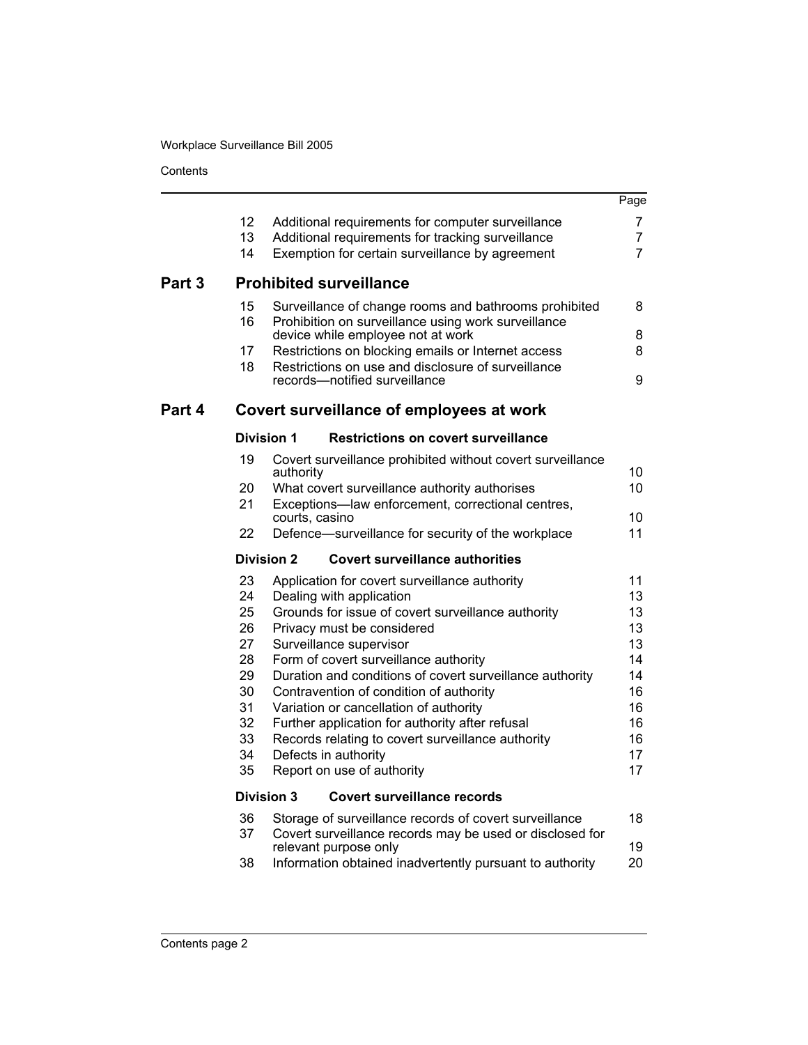| | | Page |
|---|---|---|
| 12 | Additional requirements for computer surveillance | 7 |
| 13 | Additional requirements for tracking surveillance | 7 |
| 14 | Exemption for certain surveillance by agreement | 7 |

## Part 3 Prohibited surveillance

| | | |
|---|---|---|
| 15 | Surveillance of change rooms and bathrooms prohibited | 8 |
| 16 | Prohibition on surveillance using work surveillance device while employee not at work | 8 |
| 17 | Restrictions on blocking emails or Internet access | 8 |
| 18 | Restrictions on use and disclosure of surveillance records—notified surveillance | 9 |

## Part 4 Covert surveillance of employees at work

### Division 1 Restrictions on covert surveillance

| | | |
|---|---|---|
| 19 | Covert surveillance prohibited without covert surveillance authority | 10 |
| 20 | What covert surveillance authority authorises | 10 |
| 21 | Exceptions—law enforcement, correctional centres, courts, casino | 10 |
| 22 | Defence—surveillance for security of the workplace | 11 |

### Division 2 Covert surveillance authorities

| | | |
|---|---|---|
| 23 | Application for covert surveillance authority | 11 |
| 24 | Dealing with application | 13 |
| 25 | Grounds for issue of covert surveillance authority | 13 |
| 26 | Privacy must be considered | 13 |
| 27 | Surveillance supervisor | 13 |
| 28 | Form of covert surveillance authority | 14 |
| 29 | Duration and conditions of covert surveillance authority | 14 |
| 30 | Contravention of condition of authority | 16 |
| 31 | Variation or cancellation of authority | 16 |
| 32 | Further application for authority after refusal | 16 |
| 33 | Records relating to covert surveillance authority | 16 |
| 34 | Defects in authority | 17 |
| 35 | Report on use of authority | 17 |

### Division 3 Covert surveillance records

| | | |
|---|---|---|
| 36 | Storage of surveillance records of covert surveillance | 18 |
| 37 | Covert surveillance records may be used or disclosed for relevant purpose only | 19 |
| 38 | Information obtained inadvertently pursuant to authority | 20 |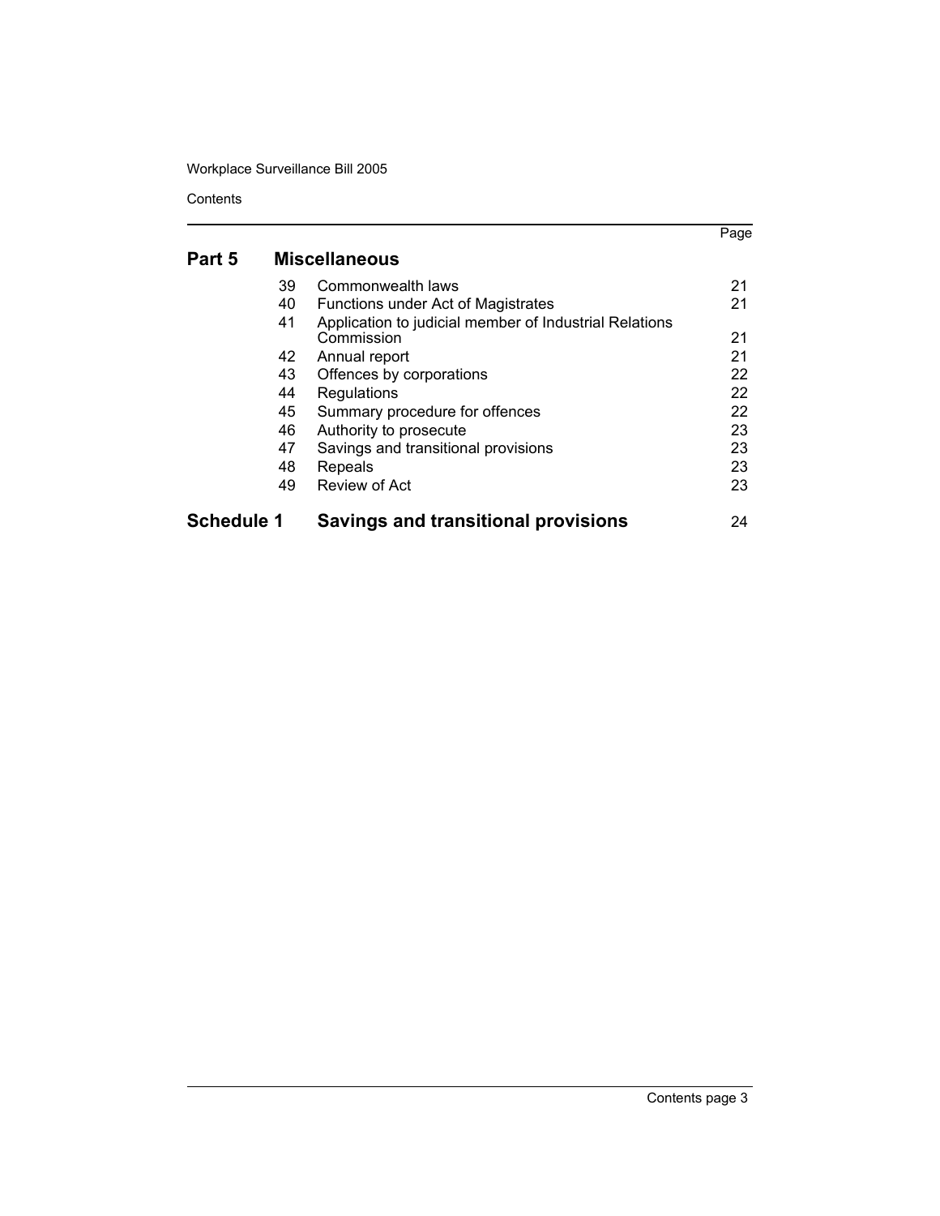| | | | Page |
|---|---|---|---|
| **Part 5** | | **Miscellaneous** | |
| | 39 | Commonwealth laws | 21 |
| | 40 | Functions under Act of Magistrates | 21 |
| | 41 | Application to judicial member of Industrial Relations Commission | 21 |
| | 42 | Annual report | 21 |
| | 43 | Offences by corporations | 22 |
| | 44 | Regulations | 22 |
| | 45 | Summary procedure for offences | 22 |
| | 46 | Authority to prosecute | 23 |
| | 47 | Savings and transitional provisions | 23 |
| | 48 | Repeals | 23 |
| | 49 | Review of Act | 23 |
| **Schedule 1** | | **Savings and transitional provisions** | 24 |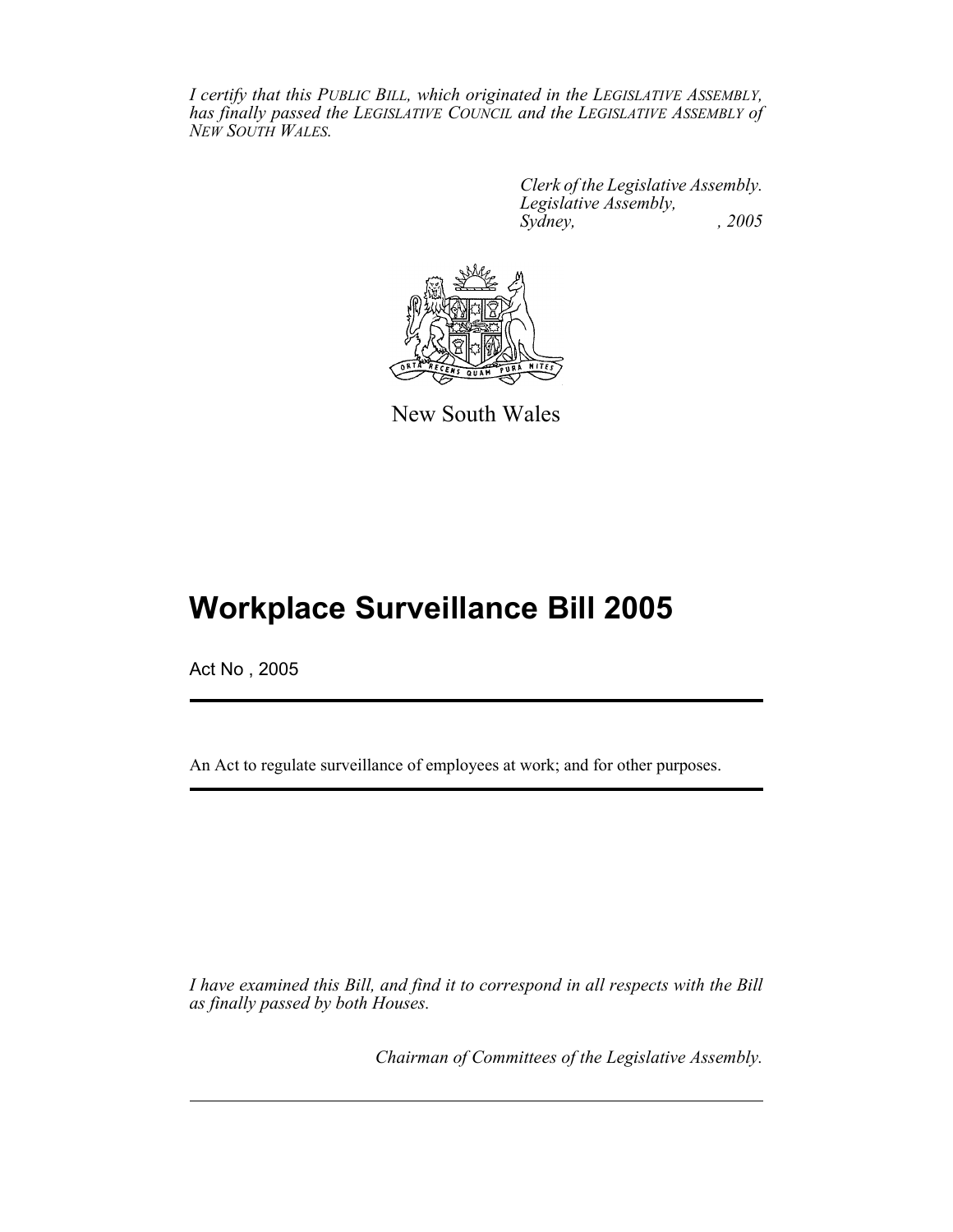*I certify that this PUBLIC BILL, which originated in the LEGISLATIVE ASSEMBLY, has finally passed the LEGISLATIVE COUNCIL and the LEGISLATIVE ASSEMBLY of NEW SOUTH WALES.*

*Clerk of the Legislative Assembly.*
*Legislative Assembly,*
*Sydney, , 2005*

New South Wales

# Workplace Surveillance Bill 2005

Act No , 2005

An Act to regulate surveillance of employees at work; and for other purposes.

*I have examined this Bill, and find it to correspond in all respects with the Bill as finally passed by both Houses.*

*Chairman of Committees of the Legislative Assembly.*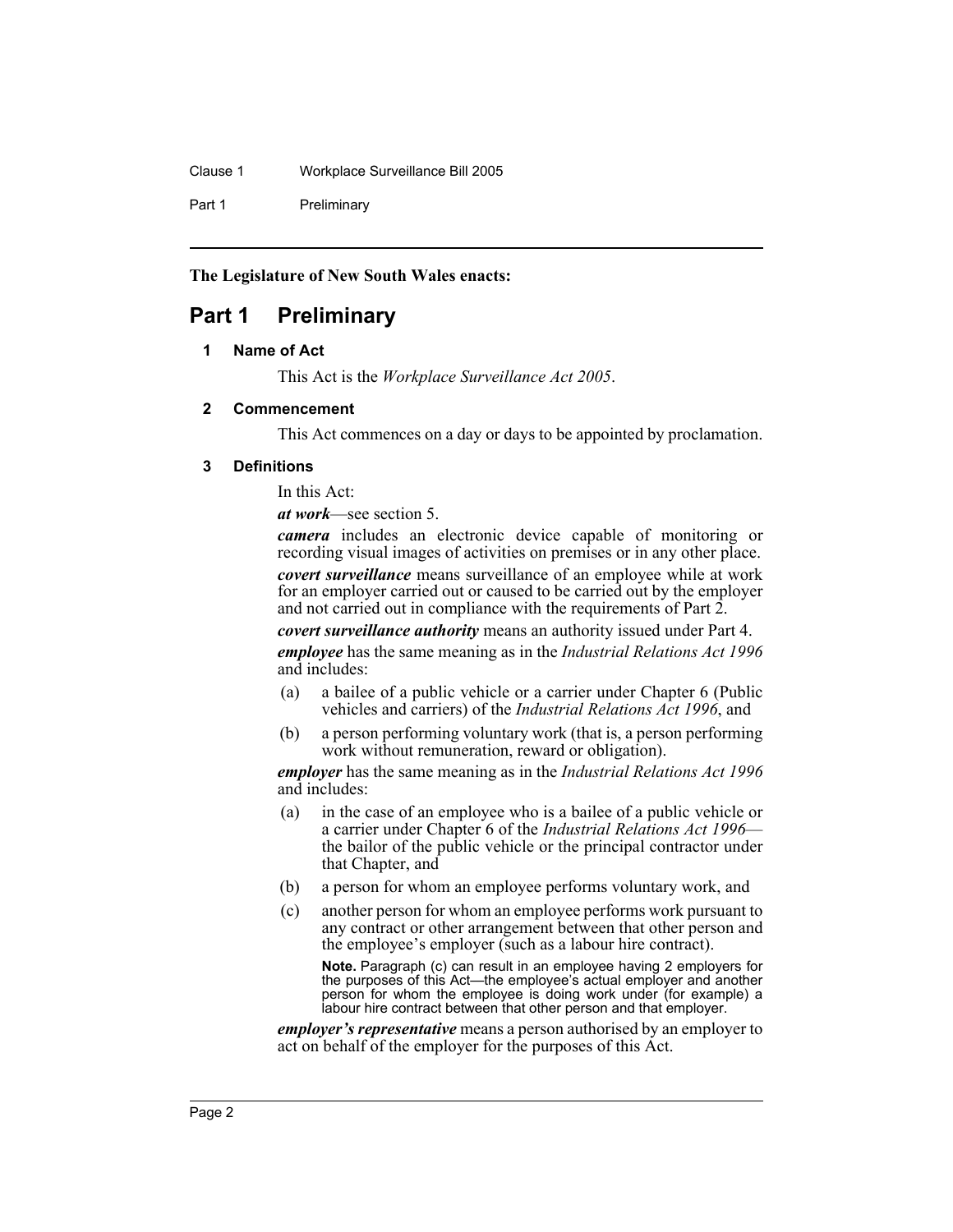**The Legislature of New South Wales enacts:**

# Part 1 Preliminary

## 1 Name of Act

This Act is the *Workplace Surveillance Act 2005*.

## 2 Commencement

This Act commences on a day or days to be appointed by proclamation.

## 3 Definitions

In this Act:

***at work***—see section 5.

***camera*** includes an electronic device capable of monitoring or recording visual images of activities on premises or in any other place.

***covert surveillance*** means surveillance of an employee while at work for an employer carried out or caused to be carried out by the employer and not carried out in compliance with the requirements of Part 2.

***covert surveillance authority*** means an authority issued under Part 4.

***employee*** has the same meaning as in the *Industrial Relations Act 1996* and includes:

- (a) a bailee of a public vehicle or a carrier under Chapter 6 (Public vehicles and carriers) of the *Industrial Relations Act 1996*, and
- (b) a person performing voluntary work (that is, a person performing work without remuneration, reward or obligation).

***employer*** has the same meaning as in the *Industrial Relations Act 1996* and includes:

- (a) in the case of an employee who is a bailee of a public vehicle or a carrier under Chapter 6 of the *Industrial Relations Act 1996*—the bailor of the public vehicle or the principal contractor under that Chapter, and
- (b) a person for whom an employee performs voluntary work, and
- (c) another person for whom an employee performs work pursuant to any contract or other arrangement between that other person and the employee's employer (such as a labour hire contract).

  **Note.** Paragraph (c) can result in an employee having 2 employers for the purposes of this Act—the employee's actual employer and another person for whom the employee is doing work under (for example) a labour hire contract between that other person and that employer.

***employer's representative*** means a person authorised by an employer to act on behalf of the employer for the purposes of this Act.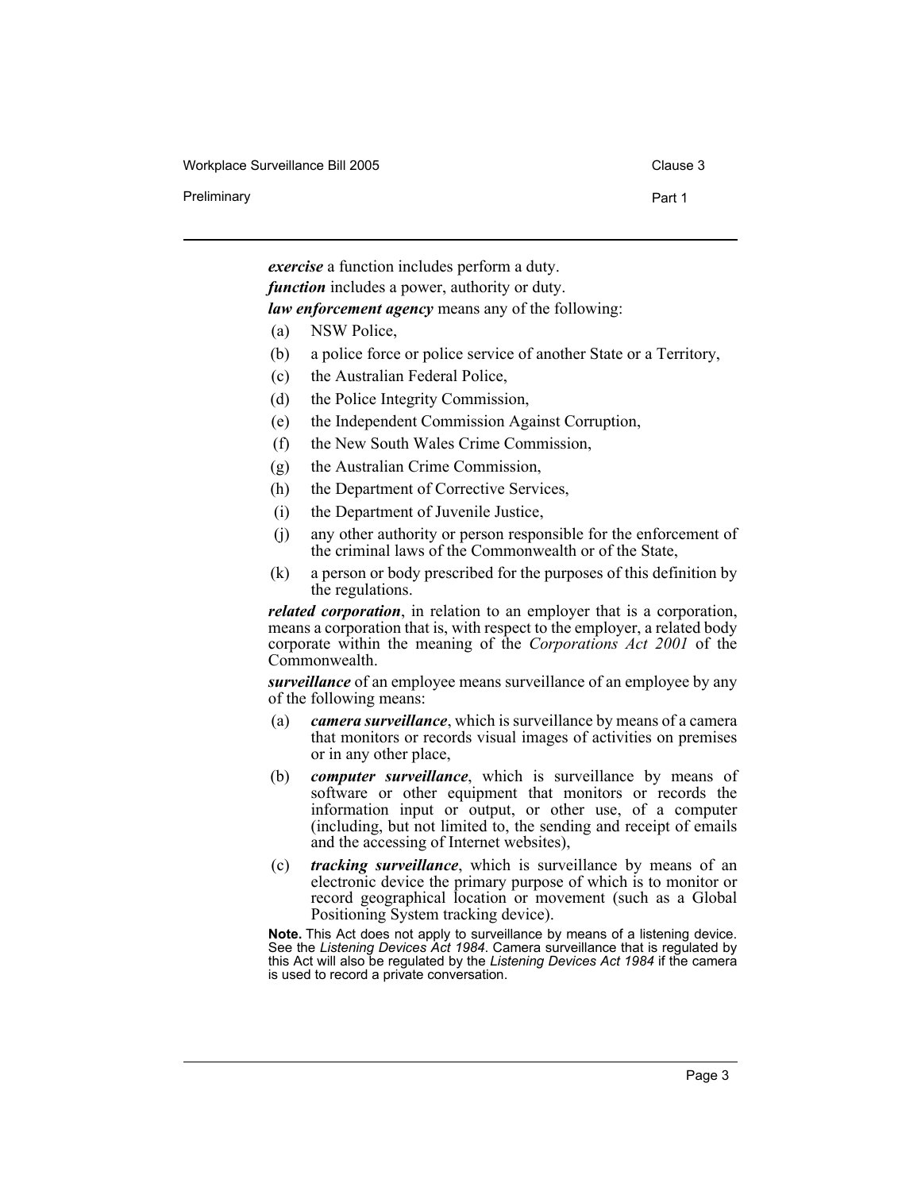***exercise*** a function includes perform a duty.

***function*** includes a power, authority or duty.

***law enforcement agency*** means any of the following:

- (a) NSW Police,
- (b) a police force or police service of another State or a Territory,
- (c) the Australian Federal Police,
- (d) the Police Integrity Commission,
- (e) the Independent Commission Against Corruption,
- (f) the New South Wales Crime Commission,
- (g) the Australian Crime Commission,
- (h) the Department of Corrective Services,
- (i) the Department of Juvenile Justice,
- (j) any other authority or person responsible for the enforcement of the criminal laws of the Commonwealth or of the State,
- (k) a person or body prescribed for the purposes of this definition by the regulations.

***related corporation***, in relation to an employer that is a corporation, means a corporation that is, with respect to the employer, a related body corporate within the meaning of the *Corporations Act 2001* of the Commonwealth.

***surveillance*** of an employee means surveillance of an employee by any of the following means:

- (a) ***camera surveillance***, which is surveillance by means of a camera that monitors or records visual images of activities on premises or in any other place,
- (b) ***computer surveillance***, which is surveillance by means of software or other equipment that monitors or records the information input or output, or other use, of a computer (including, but not limited to, the sending and receipt of emails and the accessing of Internet websites),
- (c) ***tracking surveillance***, which is surveillance by means of an electronic device the primary purpose of which is to monitor or record geographical location or movement (such as a Global Positioning System tracking device).

**Note.** This Act does not apply to surveillance by means of a listening device. See the *Listening Devices Act 1984*. Camera surveillance that is regulated by this Act will also be regulated by the *Listening Devices Act 1984* if the camera is used to record a private conversation.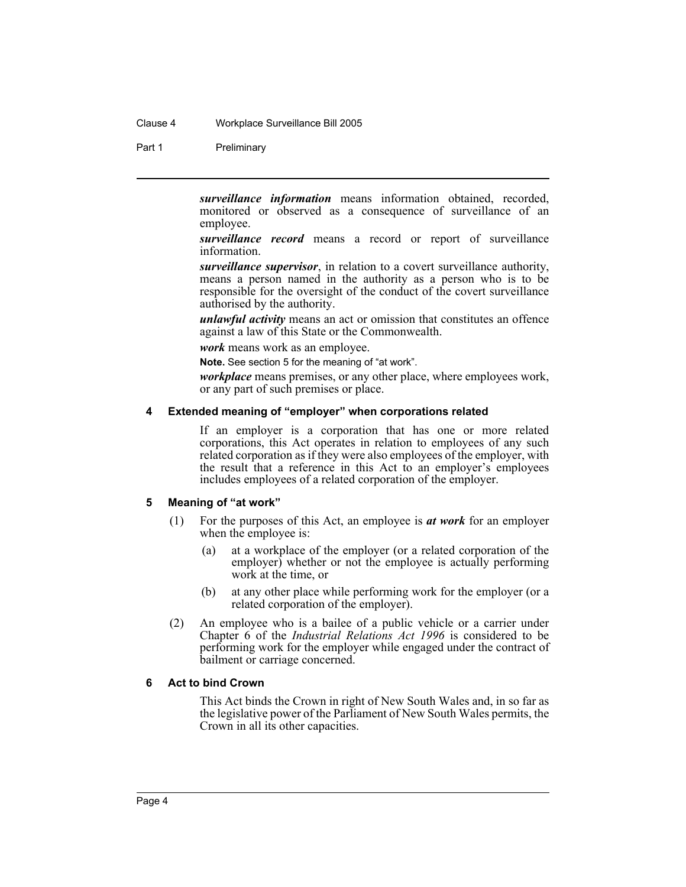***surveillance information*** means information obtained, recorded, monitored or observed as a consequence of surveillance of an employee.

***surveillance record*** means a record or report of surveillance information.

***surveillance supervisor***, in relation to a covert surveillance authority, means a person named in the authority as a person who is to be responsible for the oversight of the conduct of the covert surveillance authorised by the authority.

***unlawful activity*** means an act or omission that constitutes an offence against a law of this State or the Commonwealth.

***work*** means work as an employee.

**Note.** See section 5 for the meaning of "at work".

***workplace*** means premises, or any other place, where employees work, or any part of such premises or place.

### 4 Extended meaning of "employer" when corporations related

If an employer is a corporation that has one or more related corporations, this Act operates in relation to employees of any such related corporation as if they were also employees of the employer, with the result that a reference in this Act to an employer's employees includes employees of a related corporation of the employer.

### 5 Meaning of "at work"

(1) For the purposes of this Act, an employee is ***at work*** for an employer when the employee is:

(a) at a workplace of the employer (or a related corporation of the employer) whether or not the employee is actually performing work at the time, or

(b) at any other place while performing work for the employer (or a related corporation of the employer).

(2) An employee who is a bailee of a public vehicle or a carrier under Chapter 6 of the *Industrial Relations Act 1996* is considered to be performing work for the employer while engaged under the contract of bailment or carriage concerned.

### 6 Act to bind Crown

This Act binds the Crown in right of New South Wales and, in so far as the legislative power of the Parliament of New South Wales permits, the Crown in all its other capacities.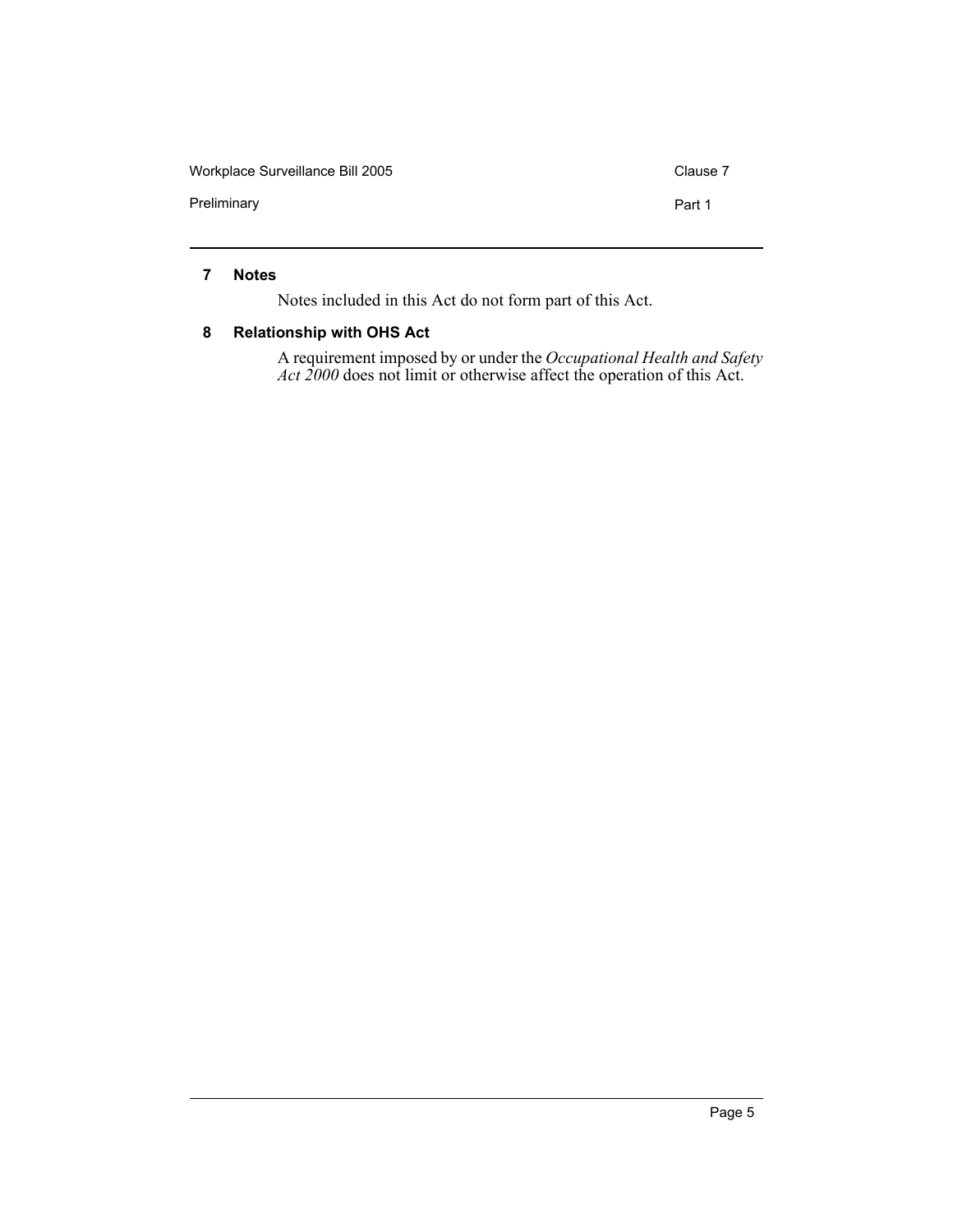### 7 Notes

Notes included in this Act do not form part of this Act.

### 8 Relationship with OHS Act

A requirement imposed by or under the *Occupational Health and Safety Act 2000* does not limit or otherwise affect the operation of this Act.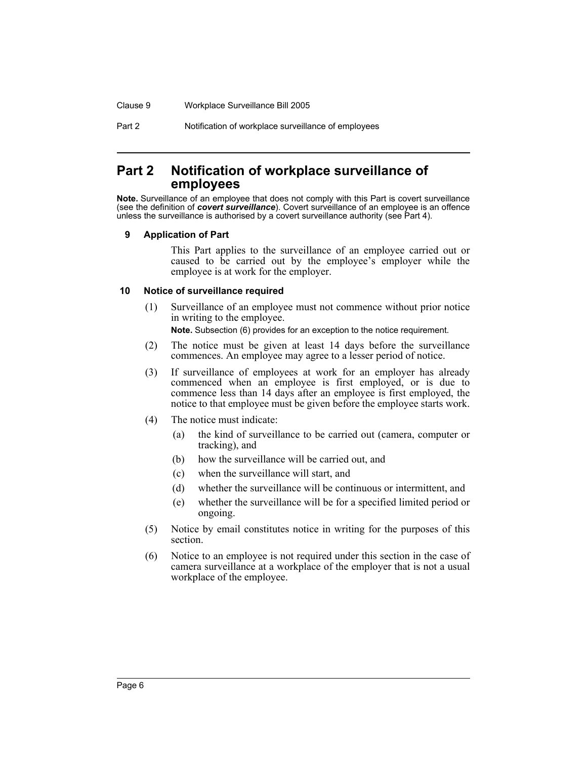## Part 2 Notification of workplace surveillance of employees

**Note.** Surveillance of an employee that does not comply with this Part is covert surveillance (see the definition of ***covert surveillance***). Covert surveillance of an employee is an offence unless the surveillance is authorised by a covert surveillance authority (see Part 4).

### 9 Application of Part

This Part applies to the surveillance of an employee carried out or caused to be carried out by the employee's employer while the employee is at work for the employer.

### 10 Notice of surveillance required

(1) Surveillance of an employee must not commence without prior notice in writing to the employee.

**Note.** Subsection (6) provides for an exception to the notice requirement.

(2) The notice must be given at least 14 days before the surveillance commences. An employee may agree to a lesser period of notice.

(3) If surveillance of employees at work for an employer has already commenced when an employee is first employed, or is due to commence less than 14 days after an employee is first employed, the notice to that employee must be given before the employee starts work.

(4) The notice must indicate:

- (a) the kind of surveillance to be carried out (camera, computer or tracking), and
- (b) how the surveillance will be carried out, and
- (c) when the surveillance will start, and
- (d) whether the surveillance will be continuous or intermittent, and
- (e) whether the surveillance will be for a specified limited period or ongoing.

(5) Notice by email constitutes notice in writing for the purposes of this section.

(6) Notice to an employee is not required under this section in the case of camera surveillance at a workplace of the employer that is not a usual workplace of the employee.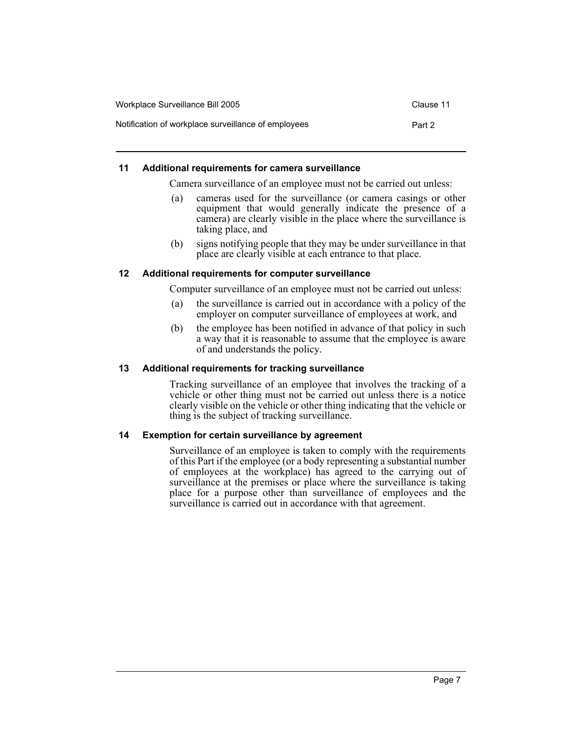### 11 Additional requirements for camera surveillance

Camera surveillance of an employee must not be carried out unless:

(a) cameras used for the surveillance (or camera casings or other equipment that would generally indicate the presence of a camera) are clearly visible in the place where the surveillance is taking place, and

(b) signs notifying people that they may be under surveillance in that place are clearly visible at each entrance to that place.

### 12 Additional requirements for computer surveillance

Computer surveillance of an employee must not be carried out unless:

(a) the surveillance is carried out in accordance with a policy of the employer on computer surveillance of employees at work, and

(b) the employee has been notified in advance of that policy in such a way that it is reasonable to assume that the employee is aware of and understands the policy.

### 13 Additional requirements for tracking surveillance

Tracking surveillance of an employee that involves the tracking of a vehicle or other thing must not be carried out unless there is a notice clearly visible on the vehicle or other thing indicating that the vehicle or thing is the subject of tracking surveillance.

### 14 Exemption for certain surveillance by agreement

Surveillance of an employee is taken to comply with the requirements of this Part if the employee (or a body representing a substantial number of employees at the workplace) has agreed to the carrying out of surveillance at the premises or place where the surveillance is taking place for a purpose other than surveillance of employees and the surveillance is carried out in accordance with that agreement.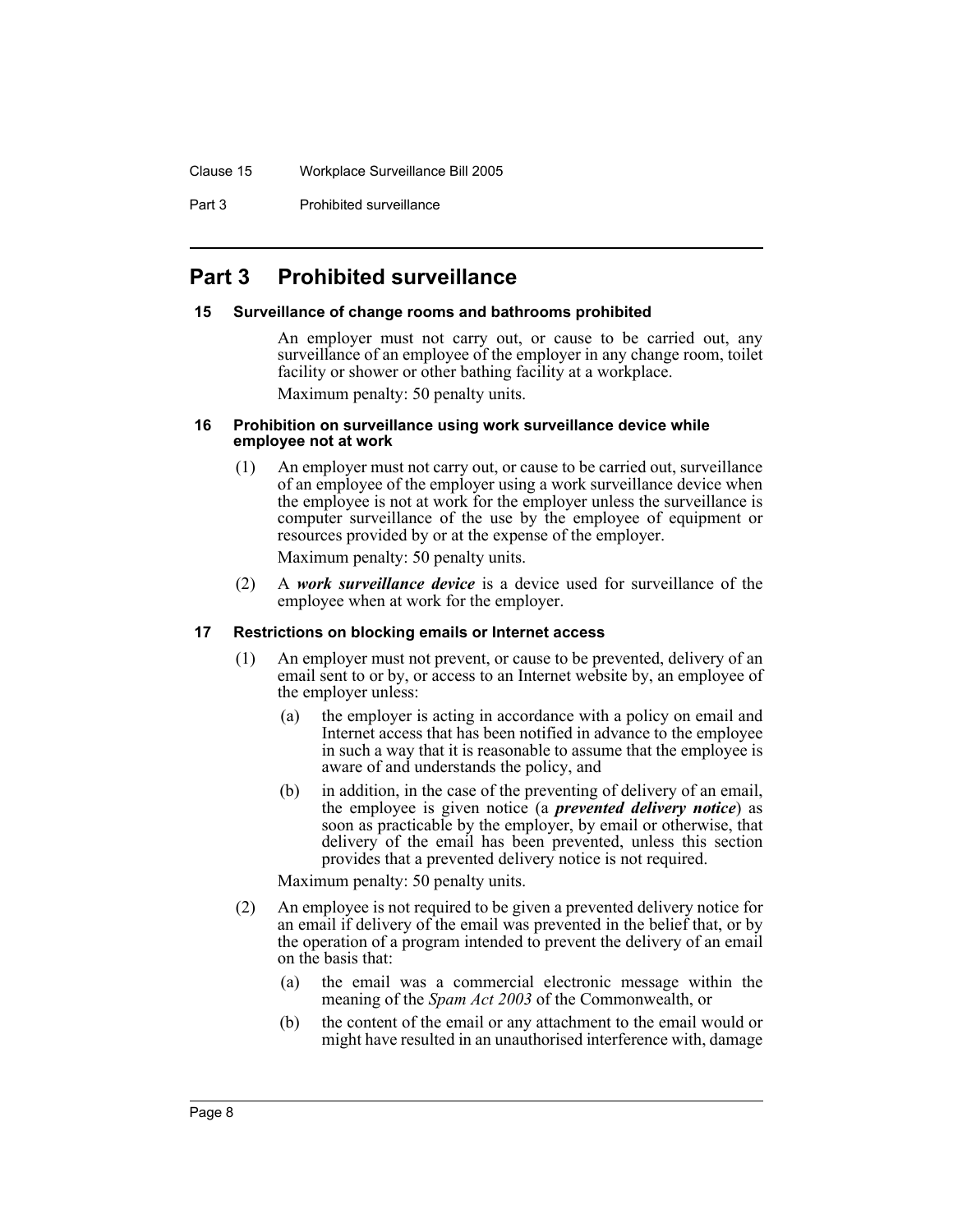## Part 3 Prohibited surveillance

### 15 Surveillance of change rooms and bathrooms prohibited

An employer must not carry out, or cause to be carried out, any surveillance of an employee of the employer in any change room, toilet facility or shower or other bathing facility at a workplace.

Maximum penalty: 50 penalty units.

### 16 Prohibition on surveillance using work surveillance device while employee not at work

(1) An employer must not carry out, or cause to be carried out, surveillance of an employee of the employer using a work surveillance device when the employee is not at work for the employer unless the surveillance is computer surveillance of the use by the employee of equipment or resources provided by or at the expense of the employer.

Maximum penalty: 50 penalty units.

(2) A ***work surveillance device*** is a device used for surveillance of the employee when at work for the employer.

### 17 Restrictions on blocking emails or Internet access

(1) An employer must not prevent, or cause to be prevented, delivery of an email sent to or by, or access to an Internet website by, an employee of the employer unless:

(a) the employer is acting in accordance with a policy on email and Internet access that has been notified in advance to the employee in such a way that it is reasonable to assume that the employee is aware of and understands the policy, and

(b) in addition, in the case of the preventing of delivery of an email, the employee is given notice (a ***prevented delivery notice***) as soon as practicable by the employer, by email or otherwise, that delivery of the email has been prevented, unless this section provides that a prevented delivery notice is not required.

Maximum penalty: 50 penalty units.

(2) An employee is not required to be given a prevented delivery notice for an email if delivery of the email was prevented in the belief that, or by the operation of a program intended to prevent the delivery of an email on the basis that:

(a) the email was a commercial electronic message within the meaning of the *Spam Act 2003* of the Commonwealth, or

(b) the content of the email or any attachment to the email would or might have resulted in an unauthorised interference with, damage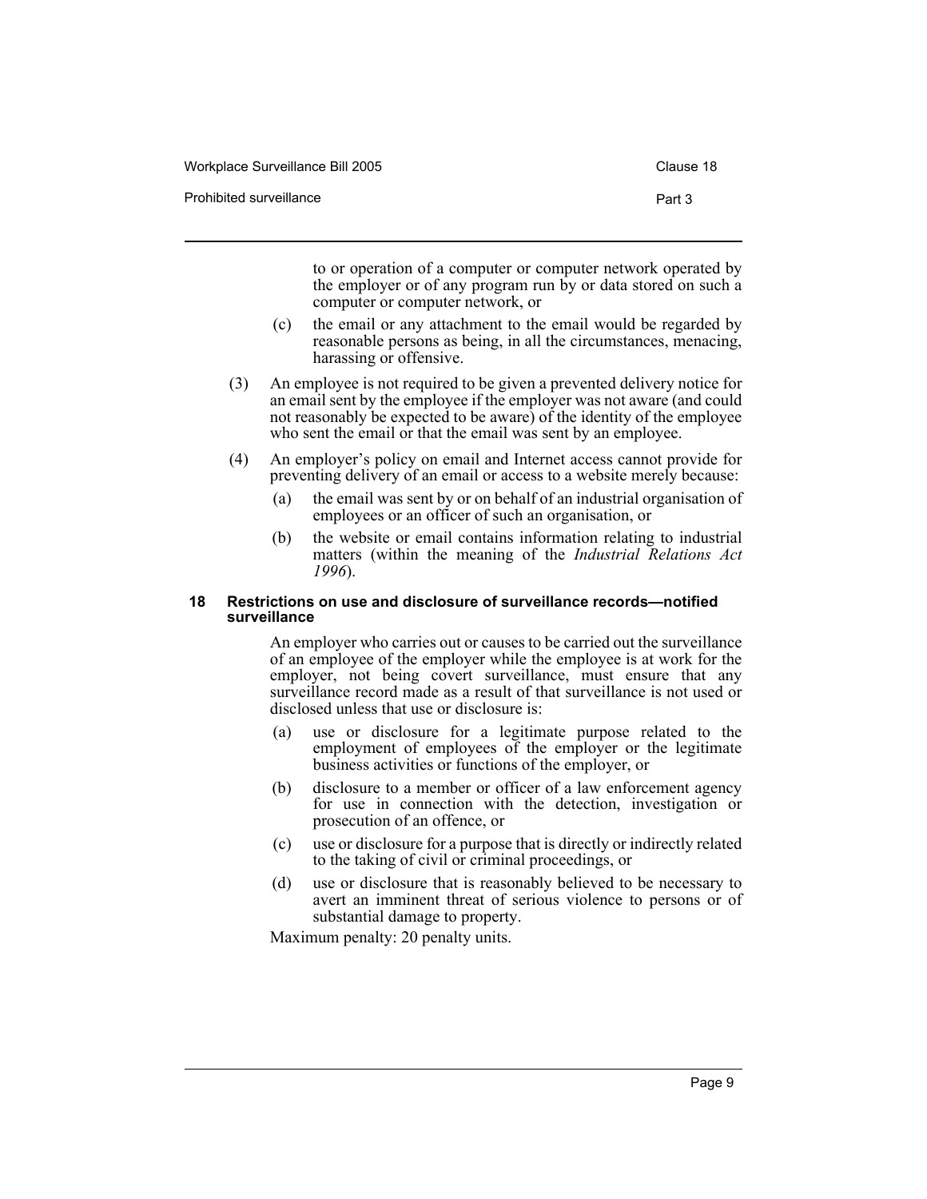to or operation of a computer or computer network operated by the employer or of any program run by or data stored on such a computer or computer network, or

(c) the email or any attachment to the email would be regarded by reasonable persons as being, in all the circumstances, menacing, harassing or offensive.

(3) An employee is not required to be given a prevented delivery notice for an email sent by the employee if the employer was not aware (and could not reasonably be expected to be aware) of the identity of the employee who sent the email or that the email was sent by an employee.

(4) An employer's policy on email and Internet access cannot provide for preventing delivery of an email or access to a website merely because:

(a) the email was sent by or on behalf of an industrial organisation of employees or an officer of such an organisation, or

(b) the website or email contains information relating to industrial matters (within the meaning of the *Industrial Relations Act 1996*).

### 18 Restrictions on use and disclosure of surveillance records—notified surveillance

An employer who carries out or causes to be carried out the surveillance of an employee of the employer while the employee is at work for the employer, not being covert surveillance, must ensure that any surveillance record made as a result of that surveillance is not used or disclosed unless that use or disclosure is:

(a) use or disclosure for a legitimate purpose related to the employment of employees of the employer or the legitimate business activities or functions of the employer, or

(b) disclosure to a member or officer of a law enforcement agency for use in connection with the detection, investigation or prosecution of an offence, or

(c) use or disclosure for a purpose that is directly or indirectly related to the taking of civil or criminal proceedings, or

(d) use or disclosure that is reasonably believed to be necessary to avert an imminent threat of serious violence to persons or of substantial damage to property.

Maximum penalty: 20 penalty units.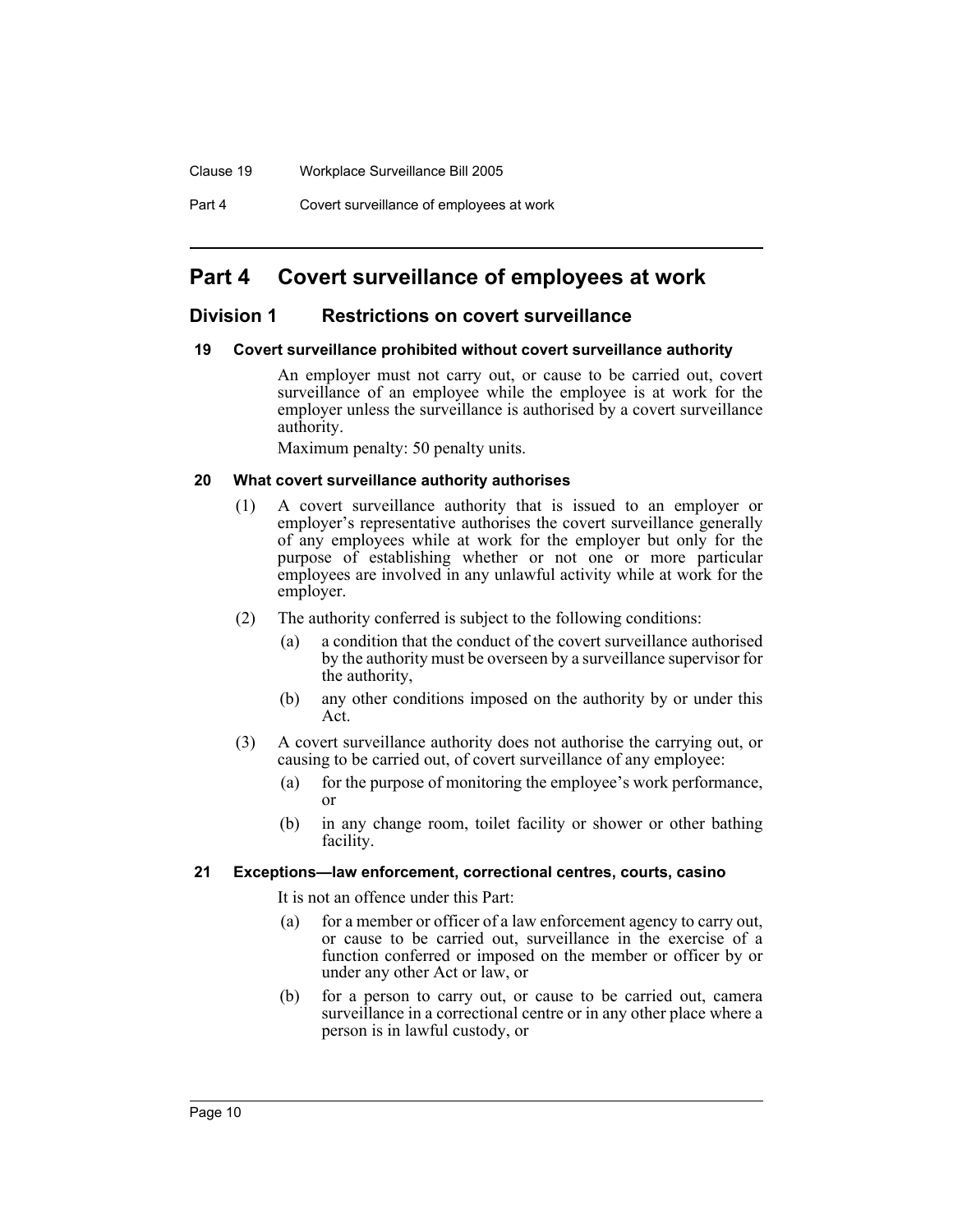# Part 4 Covert surveillance of employees at work

## Division 1 Restrictions on covert surveillance

### 19 Covert surveillance prohibited without covert surveillance authority

An employer must not carry out, or cause to be carried out, covert surveillance of an employee while the employee is at work for the employer unless the surveillance is authorised by a covert surveillance authority.

Maximum penalty: 50 penalty units.

### 20 What covert surveillance authority authorises

(1) A covert surveillance authority that is issued to an employer or employer's representative authorises the covert surveillance generally of any employees while at work for the employer but only for the purpose of establishing whether or not one or more particular employees are involved in any unlawful activity while at work for the employer.

(2) The authority conferred is subject to the following conditions:

- (a) a condition that the conduct of the covert surveillance authorised by the authority must be overseen by a surveillance supervisor for the authority,
- (b) any other conditions imposed on the authority by or under this Act.

(3) A covert surveillance authority does not authorise the carrying out, or causing to be carried out, of covert surveillance of any employee:

- (a) for the purpose of monitoring the employee's work performance, or
- (b) in any change room, toilet facility or shower or other bathing facility.

### 21 Exceptions—law enforcement, correctional centres, courts, casino

It is not an offence under this Part:

- (a) for a member or officer of a law enforcement agency to carry out, or cause to be carried out, surveillance in the exercise of a function conferred or imposed on the member or officer by or under any other Act or law, or
- (b) for a person to carry out, or cause to be carried out, camera surveillance in a correctional centre or in any other place where a person is in lawful custody, or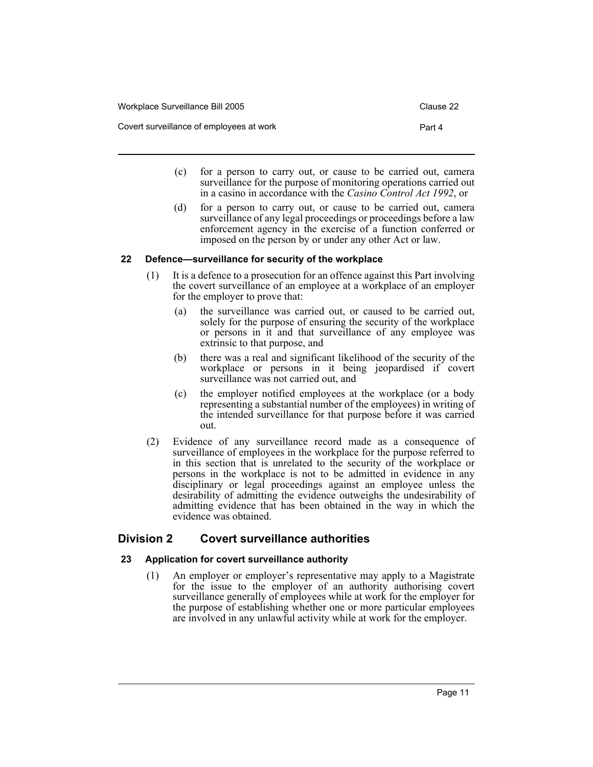(c) for a person to carry out, or cause to be carried out, camera surveillance for the purpose of monitoring operations carried out in a casino in accordance with the *Casino Control Act 1992*, or

(d) for a person to carry out, or cause to be carried out, camera surveillance of any legal proceedings or proceedings before a law enforcement agency in the exercise of a function conferred or imposed on the person by or under any other Act or law.

### 22 Defence—surveillance for security of the workplace

(1) It is a defence to a prosecution for an offence against this Part involving the covert surveillance of an employee at a workplace of an employer for the employer to prove that:

(a) the surveillance was carried out, or caused to be carried out, solely for the purpose of ensuring the security of the workplace or persons in it and that surveillance of any employee was extrinsic to that purpose, and

(b) there was a real and significant likelihood of the security of the workplace or persons in it being jeopardised if covert surveillance was not carried out, and

(c) the employer notified employees at the workplace (or a body representing a substantial number of the employees) in writing of the intended surveillance for that purpose before it was carried out.

(2) Evidence of any surveillance record made as a consequence of surveillance of employees in the workplace for the purpose referred to in this section that is unrelated to the security of the workplace or persons in the workplace is not to be admitted in evidence in any disciplinary or legal proceedings against an employee unless the desirability of admitting the evidence outweighs the undesirability of admitting evidence that has been obtained in the way in which the evidence was obtained.

## Division 2 Covert surveillance authorities

### 23 Application for covert surveillance authority

(1) An employer or employer's representative may apply to a Magistrate for the issue to the employer of an authority authorising covert surveillance generally of employees while at work for the employer for the purpose of establishing whether one or more particular employees are involved in any unlawful activity while at work for the employer.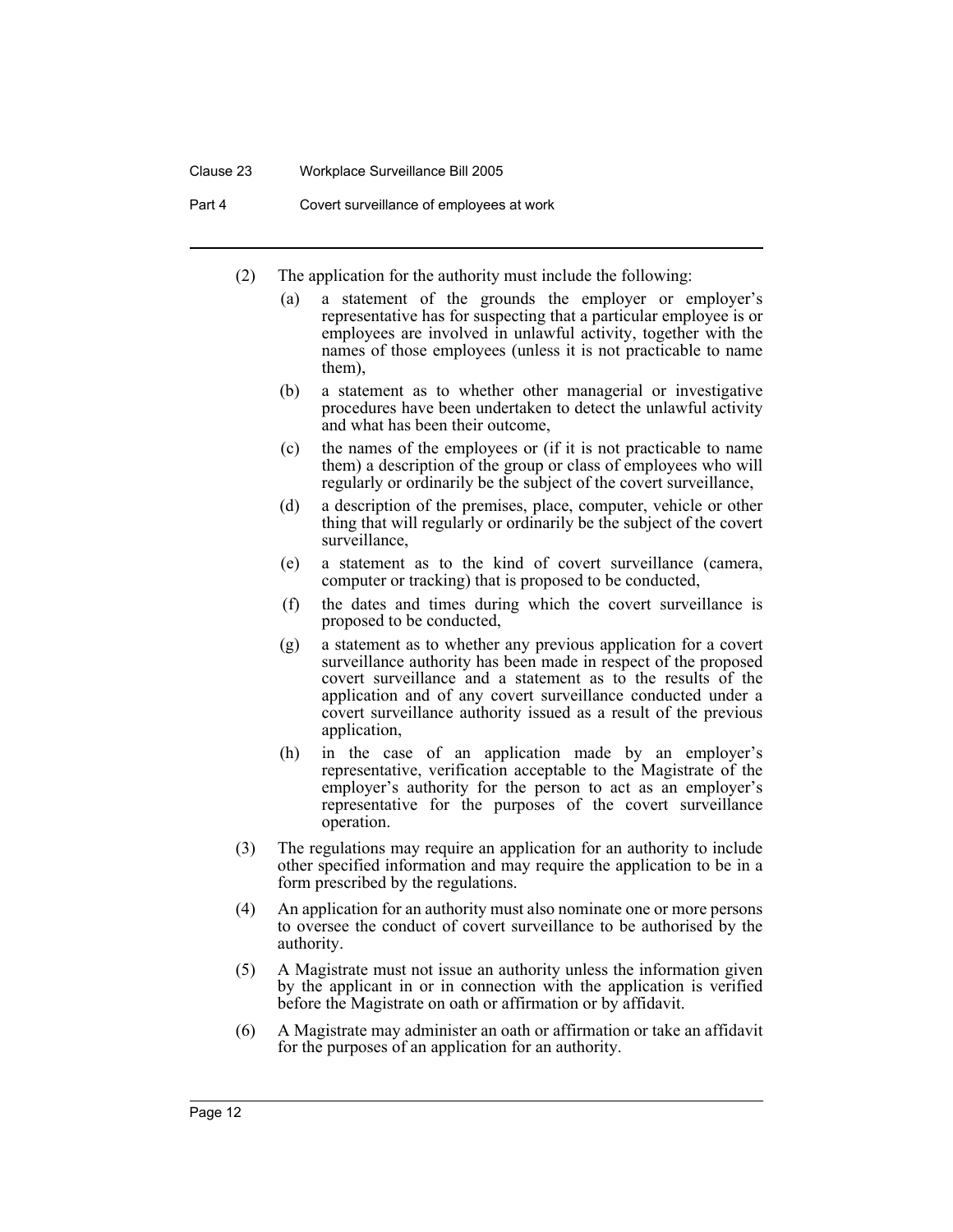(2) The application for the authority must include the following:

(a) a statement of the grounds the employer or employer's representative has for suspecting that a particular employee is or employees are involved in unlawful activity, together with the names of those employees (unless it is not practicable to name them),

(b) a statement as to whether other managerial or investigative procedures have been undertaken to detect the unlawful activity and what has been their outcome,

(c) the names of the employees or (if it is not practicable to name them) a description of the group or class of employees who will regularly or ordinarily be the subject of the covert surveillance,

(d) a description of the premises, place, computer, vehicle or other thing that will regularly or ordinarily be the subject of the covert surveillance,

(e) a statement as to the kind of covert surveillance (camera, computer or tracking) that is proposed to be conducted,

(f) the dates and times during which the covert surveillance is proposed to be conducted,

(g) a statement as to whether any previous application for a covert surveillance authority has been made in respect of the proposed covert surveillance and a statement as to the results of the application and of any covert surveillance conducted under a covert surveillance authority issued as a result of the previous application,

(h) in the case of an application made by an employer's representative, verification acceptable to the Magistrate of the employer's authority for the person to act as an employer's representative for the purposes of the covert surveillance operation.

(3) The regulations may require an application for an authority to include other specified information and may require the application to be in a form prescribed by the regulations.

(4) An application for an authority must also nominate one or more persons to oversee the conduct of covert surveillance to be authorised by the authority.

(5) A Magistrate must not issue an authority unless the information given by the applicant in or in connection with the application is verified before the Magistrate on oath or affirmation or by affidavit.

(6) A Magistrate may administer an oath or affirmation or take an affidavit for the purposes of an application for an authority.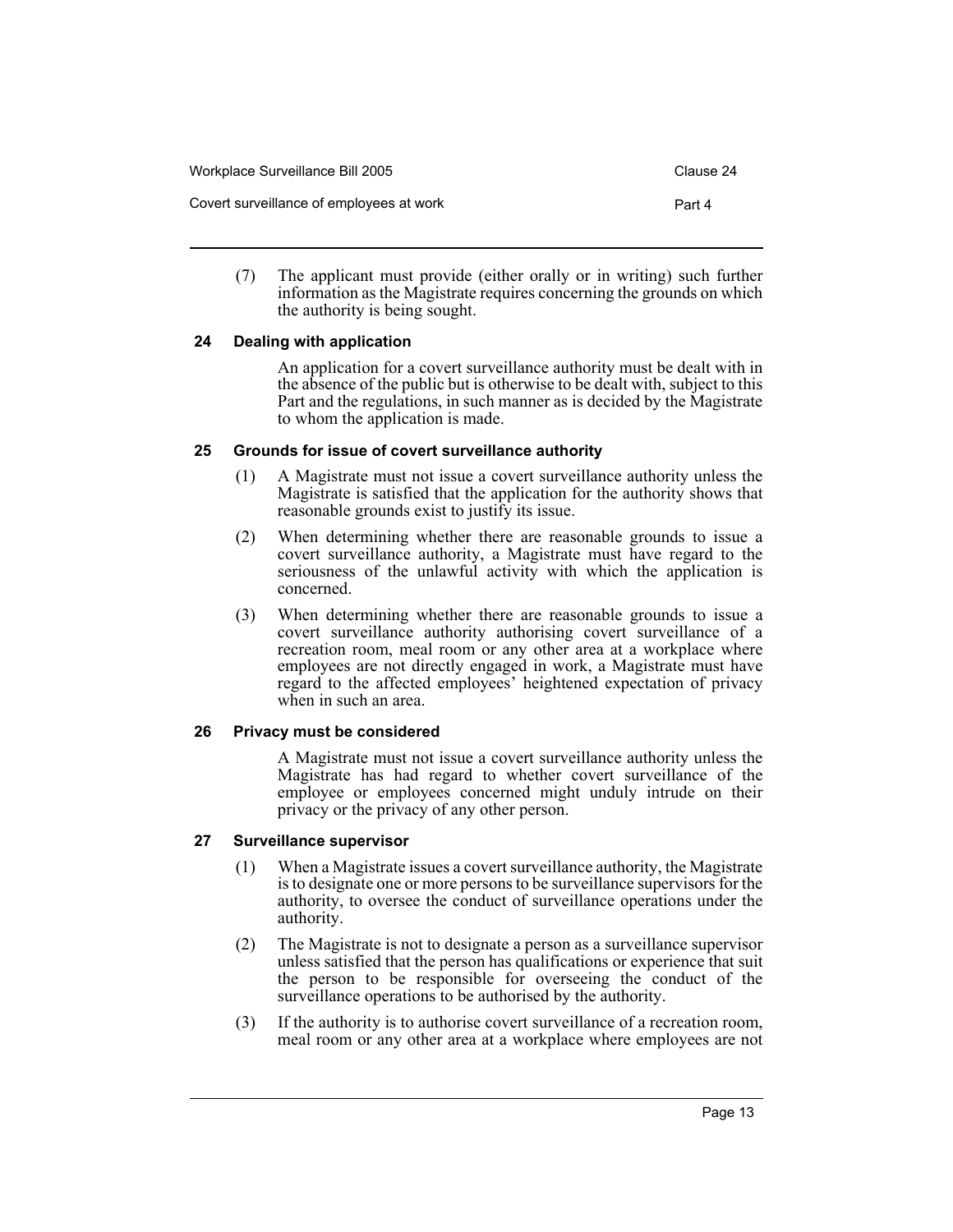(7) The applicant must provide (either orally or in writing) such further information as the Magistrate requires concerning the grounds on which the authority is being sought.

### 24 Dealing with application

An application for a covert surveillance authority must be dealt with in the absence of the public but is otherwise to be dealt with, subject to this Part and the regulations, in such manner as is decided by the Magistrate to whom the application is made.

### 25 Grounds for issue of covert surveillance authority

(1) A Magistrate must not issue a covert surveillance authority unless the Magistrate is satisfied that the application for the authority shows that reasonable grounds exist to justify its issue.

(2) When determining whether there are reasonable grounds to issue a covert surveillance authority, a Magistrate must have regard to the seriousness of the unlawful activity with which the application is concerned.

(3) When determining whether there are reasonable grounds to issue a covert surveillance authority authorising covert surveillance of a recreation room, meal room or any other area at a workplace where employees are not directly engaged in work, a Magistrate must have regard to the affected employees' heightened expectation of privacy when in such an area.

### 26 Privacy must be considered

A Magistrate must not issue a covert surveillance authority unless the Magistrate has had regard to whether covert surveillance of the employee or employees concerned might unduly intrude on their privacy or the privacy of any other person.

### 27 Surveillance supervisor

(1) When a Magistrate issues a covert surveillance authority, the Magistrate is to designate one or more persons to be surveillance supervisors for the authority, to oversee the conduct of surveillance operations under the authority.

(2) The Magistrate is not to designate a person as a surveillance supervisor unless satisfied that the person has qualifications or experience that suit the person to be responsible for overseeing the conduct of the surveillance operations to be authorised by the authority.

(3) If the authority is to authorise covert surveillance of a recreation room, meal room or any other area at a workplace where employees are not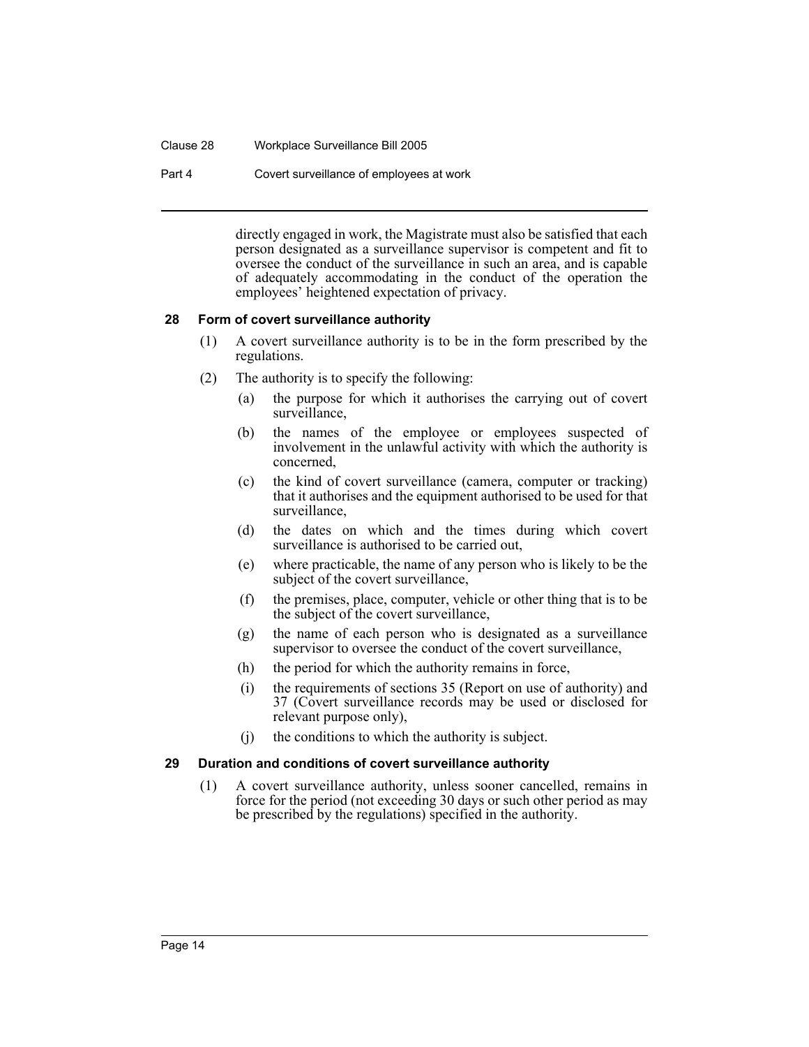directly engaged in work, the Magistrate must also be satisfied that each person designated as a surveillance supervisor is competent and fit to oversee the conduct of the surveillance in such an area, and is capable of adequately accommodating in the conduct of the operation the employees' heightened expectation of privacy.

### 28 Form of covert surveillance authority

(1) A covert surveillance authority is to be in the form prescribed by the regulations.

(2) The authority is to specify the following:

(a) the purpose for which it authorises the carrying out of covert surveillance,

(b) the names of the employee or employees suspected of involvement in the unlawful activity with which the authority is concerned,

(c) the kind of covert surveillance (camera, computer or tracking) that it authorises and the equipment authorised to be used for that surveillance,

(d) the dates on which and the times during which covert surveillance is authorised to be carried out,

(e) where practicable, the name of any person who is likely to be the subject of the covert surveillance,

(f) the premises, place, computer, vehicle or other thing that is to be the subject of the covert surveillance,

(g) the name of each person who is designated as a surveillance supervisor to oversee the conduct of the covert surveillance,

(h) the period for which the authority remains in force,

(i) the requirements of sections 35 (Report on use of authority) and 37 (Covert surveillance records may be used or disclosed for relevant purpose only),

(j) the conditions to which the authority is subject.

### 29 Duration and conditions of covert surveillance authority

(1) A covert surveillance authority, unless sooner cancelled, remains in force for the period (not exceeding 30 days or such other period as may be prescribed by the regulations) specified in the authority.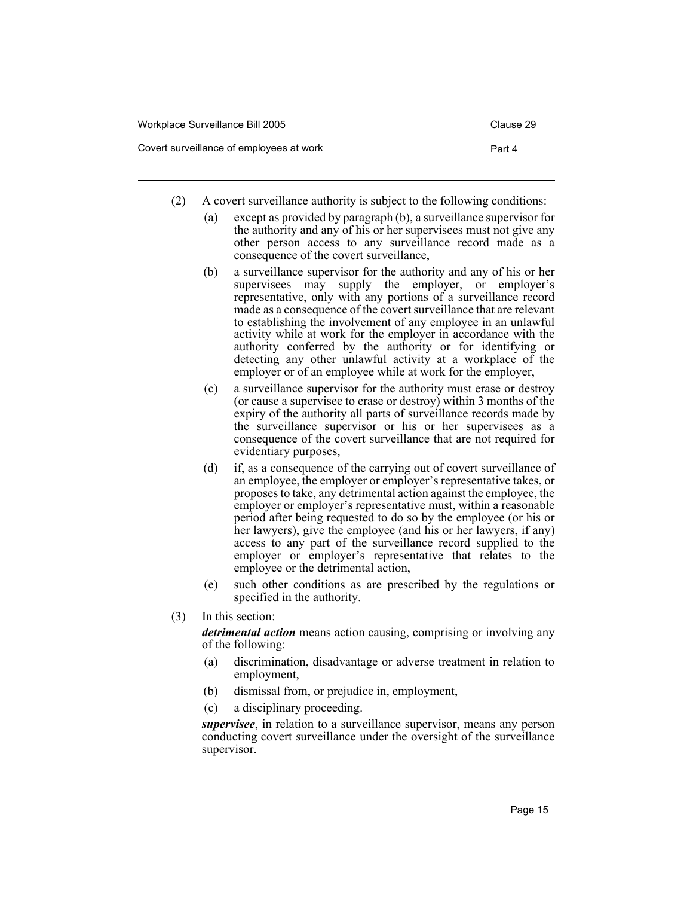(2) A covert surveillance authority is subject to the following conditions:

(a) except as provided by paragraph (b), a surveillance supervisor for the authority and any of his or her supervisees must not give any other person access to any surveillance record made as a consequence of the covert surveillance,

(b) a surveillance supervisor for the authority and any of his or her supervisees may supply the employer, or employer's representative, only with any portions of a surveillance record made as a consequence of the covert surveillance that are relevant to establishing the involvement of any employee in an unlawful activity while at work for the employer in accordance with the authority conferred by the authority or for identifying or detecting any other unlawful activity at a workplace of the employer or of an employee while at work for the employer,

(c) a surveillance supervisor for the authority must erase or destroy (or cause a supervisee to erase or destroy) within 3 months of the expiry of the authority all parts of surveillance records made by the surveillance supervisor or his or her supervisees as a consequence of the covert surveillance that are not required for evidentiary purposes,

(d) if, as a consequence of the carrying out of covert surveillance of an employee, the employer or employer's representative takes, or proposes to take, any detrimental action against the employee, the employer or employer's representative must, within a reasonable period after being requested to do so by the employee (or his or her lawyers), give the employee (and his or her lawyers, if any) access to any part of the surveillance record supplied to the employer or employer's representative that relates to the employee or the detrimental action,

(e) such other conditions as are prescribed by the regulations or specified in the authority.

(3) In this section:

***detrimental action*** means action causing, comprising or involving any of the following:

(a) discrimination, disadvantage or adverse treatment in relation to employment,

(b) dismissal from, or prejudice in, employment,

(c) a disciplinary proceeding.

***supervisee***, in relation to a surveillance supervisor, means any person conducting covert surveillance under the oversight of the surveillance supervisor.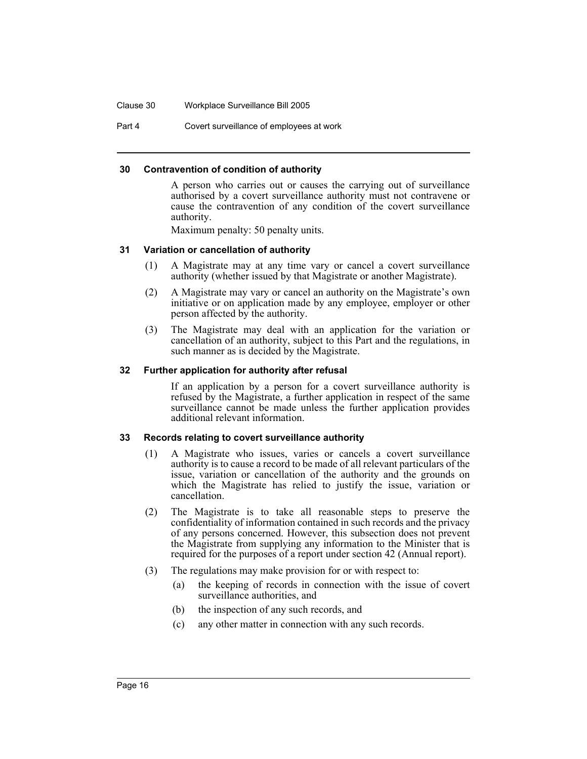#### 30 Contravention of condition of authority

A person who carries out or causes the carrying out of surveillance authorised by a covert surveillance authority must not contravene or cause the contravention of any condition of the covert surveillance authority.

Maximum penalty: 50 penalty units.

#### 31 Variation or cancellation of authority

(1) A Magistrate may at any time vary or cancel a covert surveillance authority (whether issued by that Magistrate or another Magistrate).

(2) A Magistrate may vary or cancel an authority on the Magistrate's own initiative or on application made by any employee, employer or other person affected by the authority.

(3) The Magistrate may deal with an application for the variation or cancellation of an authority, subject to this Part and the regulations, in such manner as is decided by the Magistrate.

#### 32 Further application for authority after refusal

If an application by a person for a covert surveillance authority is refused by the Magistrate, a further application in respect of the same surveillance cannot be made unless the further application provides additional relevant information.

#### 33 Records relating to covert surveillance authority

(1) A Magistrate who issues, varies or cancels a covert surveillance authority is to cause a record to be made of all relevant particulars of the issue, variation or cancellation of the authority and the grounds on which the Magistrate has relied to justify the issue, variation or cancellation.

(2) The Magistrate is to take all reasonable steps to preserve the confidentiality of information contained in such records and the privacy of any persons concerned. However, this subsection does not prevent the Magistrate from supplying any information to the Minister that is required for the purposes of a report under section 42 (Annual report).

(3) The regulations may make provision for or with respect to:

(a) the keeping of records in connection with the issue of covert surveillance authorities, and

(b) the inspection of any such records, and

(c) any other matter in connection with any such records.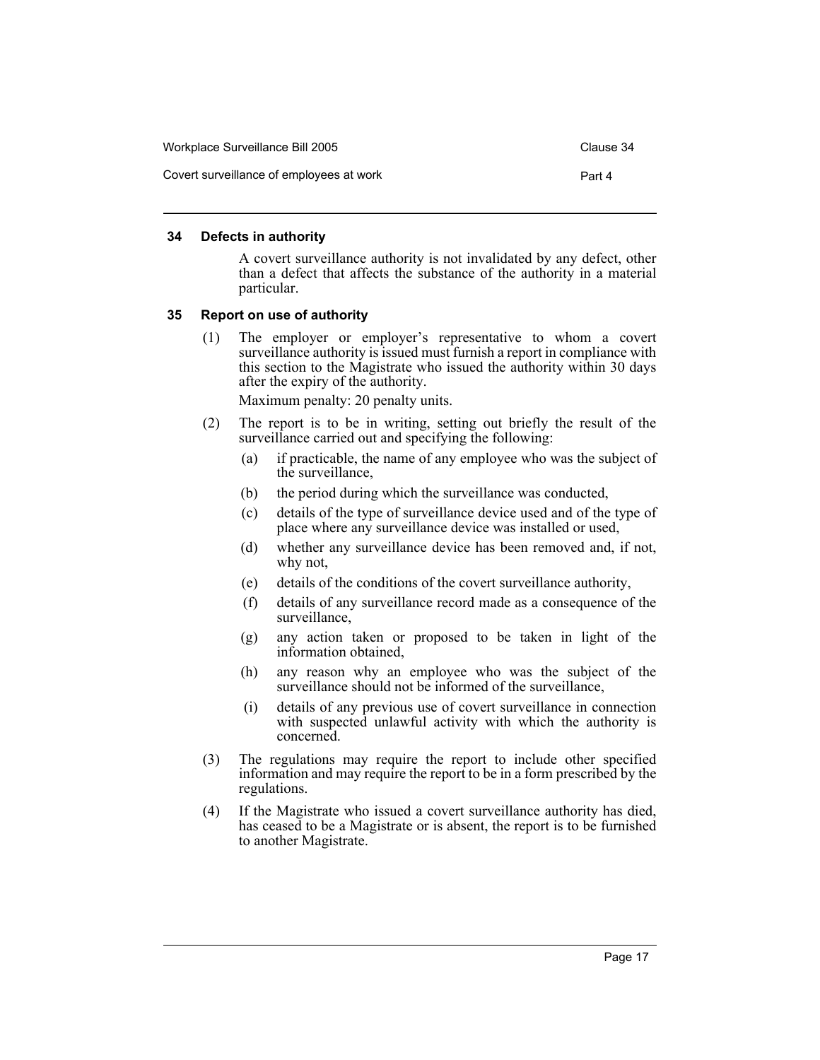### 34 Defects in authority

A covert surveillance authority is not invalidated by any defect, other than a defect that affects the substance of the authority in a material particular.

### 35 Report on use of authority

(1) The employer or employer's representative to whom a covert surveillance authority is issued must furnish a report in compliance with this section to the Magistrate who issued the authority within 30 days after the expiry of the authority.

Maximum penalty: 20 penalty units.

(2) The report is to be in writing, setting out briefly the result of the surveillance carried out and specifying the following:

(a) if practicable, the name of any employee who was the subject of the surveillance,

(b) the period during which the surveillance was conducted,

(c) details of the type of surveillance device used and of the type of place where any surveillance device was installed or used,

(d) whether any surveillance device has been removed and, if not, why not,

(e) details of the conditions of the covert surveillance authority,

(f) details of any surveillance record made as a consequence of the surveillance,

(g) any action taken or proposed to be taken in light of the information obtained,

(h) any reason why an employee who was the subject of the surveillance should not be informed of the surveillance,

(i) details of any previous use of covert surveillance in connection with suspected unlawful activity with which the authority is concerned.

(3) The regulations may require the report to include other specified information and may require the report to be in a form prescribed by the regulations.

(4) If the Magistrate who issued a covert surveillance authority has died, has ceased to be a Magistrate or is absent, the report is to be furnished to another Magistrate.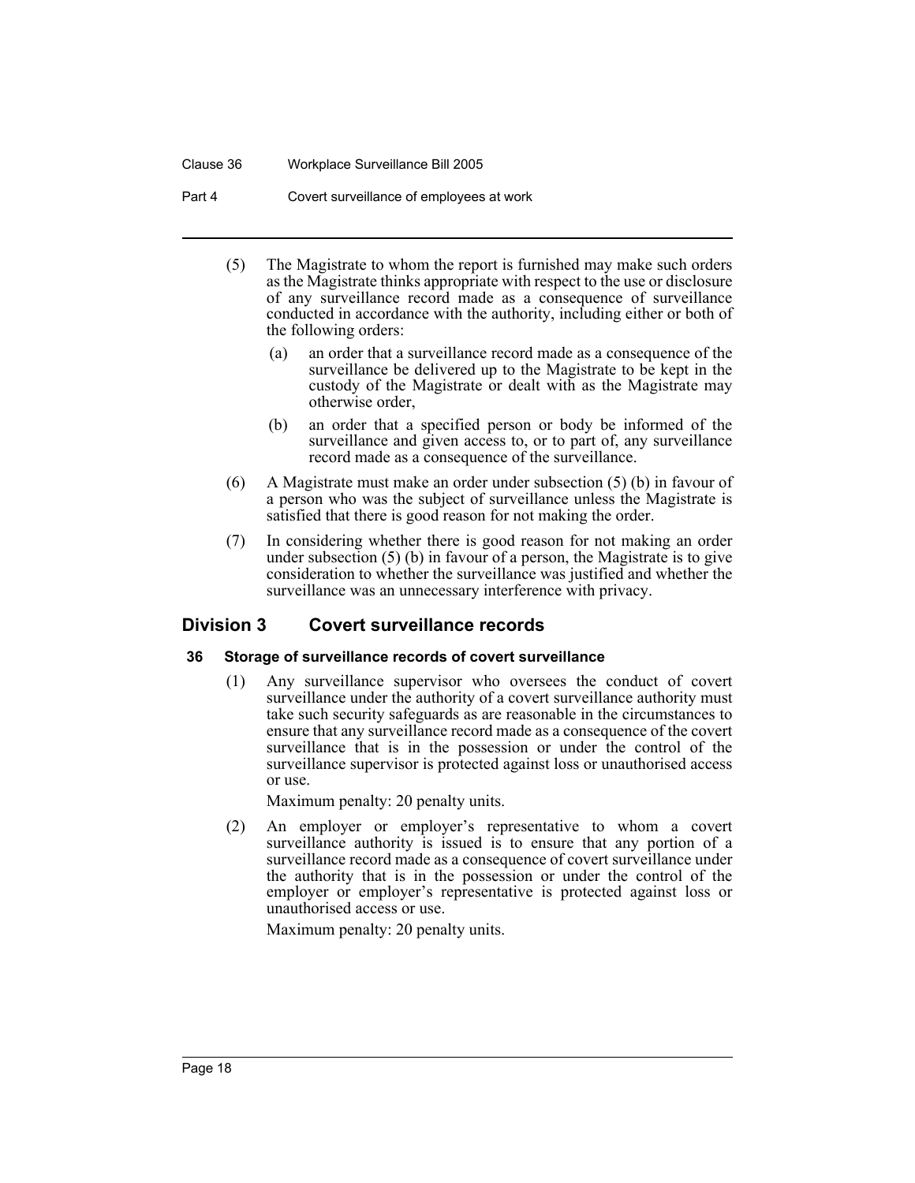(5) The Magistrate to whom the report is furnished may make such orders as the Magistrate thinks appropriate with respect to the use or disclosure of any surveillance record made as a consequence of surveillance conducted in accordance with the authority, including either or both of the following orders:

(a) an order that a surveillance record made as a consequence of the surveillance be delivered up to the Magistrate to be kept in the custody of the Magistrate or dealt with as the Magistrate may otherwise order,

(b) an order that a specified person or body be informed of the surveillance and given access to, or to part of, any surveillance record made as a consequence of the surveillance.

(6) A Magistrate must make an order under subsection (5) (b) in favour of a person who was the subject of surveillance unless the Magistrate is satisfied that there is good reason for not making the order.

(7) In considering whether there is good reason for not making an order under subsection (5) (b) in favour of a person, the Magistrate is to give consideration to whether the surveillance was justified and whether the surveillance was an unnecessary interference with privacy.

## Division 3 Covert surveillance records

### 36 Storage of surveillance records of covert surveillance

(1) Any surveillance supervisor who oversees the conduct of covert surveillance under the authority of a covert surveillance authority must take such security safeguards as are reasonable in the circumstances to ensure that any surveillance record made as a consequence of the covert surveillance that is in the possession or under the control of the surveillance supervisor is protected against loss or unauthorised access or use.

Maximum penalty: 20 penalty units.

(2) An employer or employer's representative to whom a covert surveillance authority is issued is to ensure that any portion of a surveillance record made as a consequence of covert surveillance under the authority that is in the possession or under the control of the employer or employer's representative is protected against loss or unauthorised access or use.

Maximum penalty: 20 penalty units.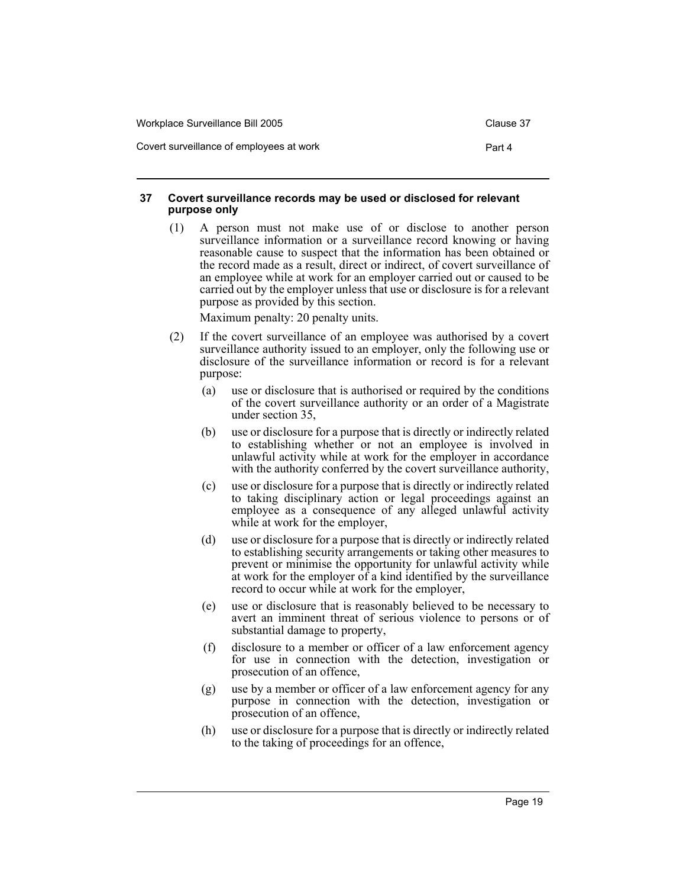## 37 Covert surveillance records may be used or disclosed for relevant purpose only

(1) A person must not make use of or disclose to another person surveillance information or a surveillance record knowing or having reasonable cause to suspect that the information has been obtained or the record made as a result, direct or indirect, of covert surveillance of an employee while at work for an employer carried out or caused to be carried out by the employer unless that use or disclosure is for a relevant purpose as provided by this section.

Maximum penalty: 20 penalty units.

(2) If the covert surveillance of an employee was authorised by a covert surveillance authority issued to an employer, only the following use or disclosure of the surveillance information or record is for a relevant purpose:

(a) use or disclosure that is authorised or required by the conditions of the covert surveillance authority or an order of a Magistrate under section 35,

(b) use or disclosure for a purpose that is directly or indirectly related to establishing whether or not an employee is involved in unlawful activity while at work for the employer in accordance with the authority conferred by the covert surveillance authority,

(c) use or disclosure for a purpose that is directly or indirectly related to taking disciplinary action or legal proceedings against an employee as a consequence of any alleged unlawful activity while at work for the employer,

(d) use or disclosure for a purpose that is directly or indirectly related to establishing security arrangements or taking other measures to prevent or minimise the opportunity for unlawful activity while at work for the employer of a kind identified by the surveillance record to occur while at work for the employer,

(e) use or disclosure that is reasonably believed to be necessary to avert an imminent threat of serious violence to persons or of substantial damage to property,

(f) disclosure to a member or officer of a law enforcement agency for use in connection with the detection, investigation or prosecution of an offence,

(g) use by a member or officer of a law enforcement agency for any purpose in connection with the detection, investigation or prosecution of an offence,

(h) use or disclosure for a purpose that is directly or indirectly related to the taking of proceedings for an offence,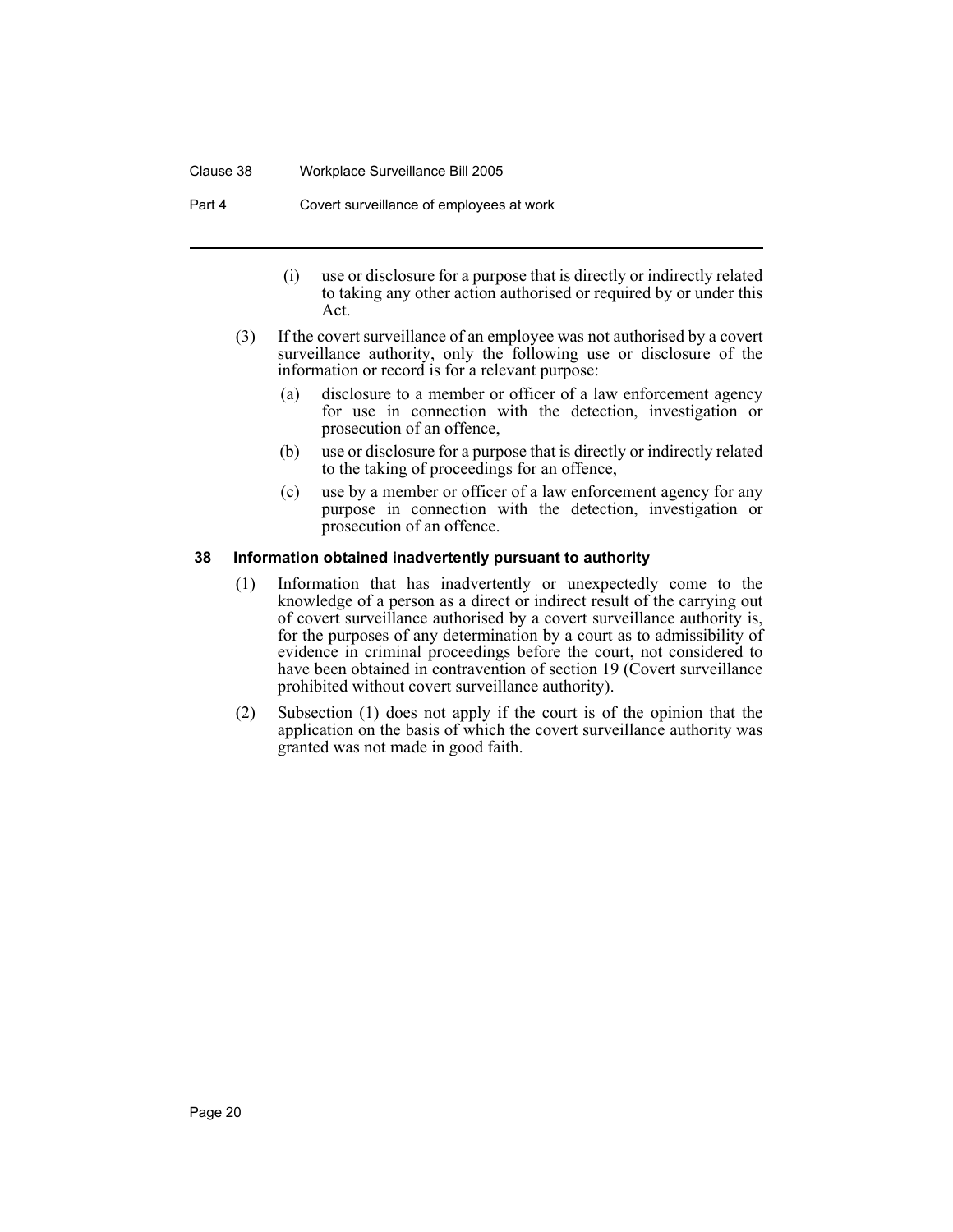(i) use or disclosure for a purpose that is directly or indirectly related to taking any other action authorised or required by or under this Act.

(3) If the covert surveillance of an employee was not authorised by a covert surveillance authority, only the following use or disclosure of the information or record is for a relevant purpose:

(a) disclosure to a member or officer of a law enforcement agency for use in connection with the detection, investigation or prosecution of an offence,

(b) use or disclosure for a purpose that is directly or indirectly related to the taking of proceedings for an offence,

(c) use by a member or officer of a law enforcement agency for any purpose in connection with the detection, investigation or prosecution of an offence.

### 38 Information obtained inadvertently pursuant to authority

(1) Information that has inadvertently or unexpectedly come to the knowledge of a person as a direct or indirect result of the carrying out of covert surveillance authorised by a covert surveillance authority is, for the purposes of any determination by a court as to admissibility of evidence in criminal proceedings before the court, not considered to have been obtained in contravention of section 19 (Covert surveillance prohibited without covert surveillance authority).

(2) Subsection (1) does not apply if the court is of the opinion that the application on the basis of which the covert surveillance authority was granted was not made in good faith.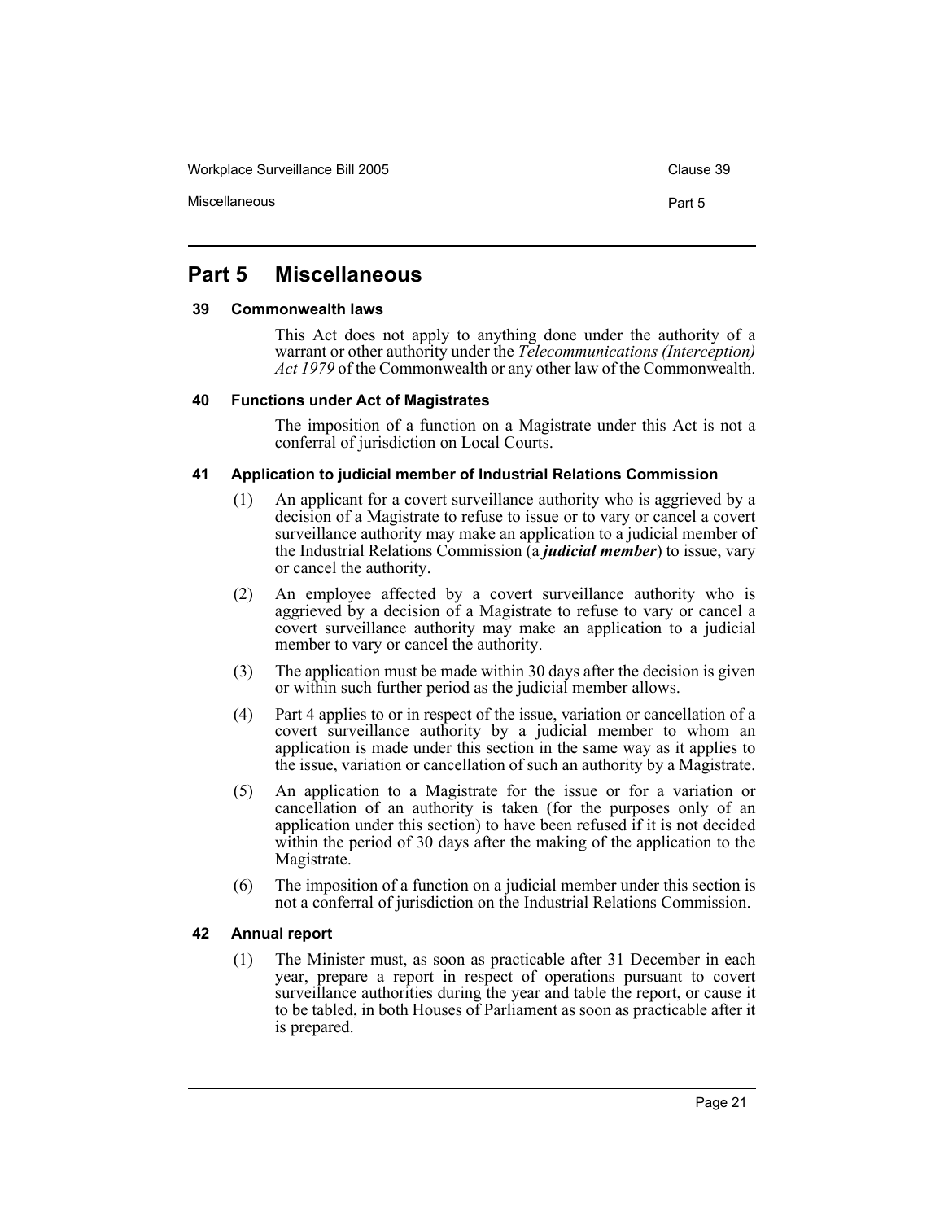## Part 5 Miscellaneous

### 39 Commonwealth laws

This Act does not apply to anything done under the authority of a warrant or other authority under the *Telecommunications (Interception) Act 1979* of the Commonwealth or any other law of the Commonwealth.

### 40 Functions under Act of Magistrates

The imposition of a function on a Magistrate under this Act is not a conferral of jurisdiction on Local Courts.

### 41 Application to judicial member of Industrial Relations Commission

(1) An applicant for a covert surveillance authority who is aggrieved by a decision of a Magistrate to refuse to issue or to vary or cancel a covert surveillance authority may make an application to a judicial member of the Industrial Relations Commission (a ***judicial member***) to issue, vary or cancel the authority.

(2) An employee affected by a covert surveillance authority who is aggrieved by a decision of a Magistrate to refuse to vary or cancel a covert surveillance authority may make an application to a judicial member to vary or cancel the authority.

(3) The application must be made within 30 days after the decision is given or within such further period as the judicial member allows.

(4) Part 4 applies to or in respect of the issue, variation or cancellation of a covert surveillance authority by a judicial member to whom an application is made under this section in the same way as it applies to the issue, variation or cancellation of such an authority by a Magistrate.

(5) An application to a Magistrate for the issue or for a variation or cancellation of an authority is taken (for the purposes only of an application under this section) to have been refused if it is not decided within the period of 30 days after the making of the application to the Magistrate.

(6) The imposition of a function on a judicial member under this section is not a conferral of jurisdiction on the Industrial Relations Commission.

### 42 Annual report

(1) The Minister must, as soon as practicable after 31 December in each year, prepare a report in respect of operations pursuant to covert surveillance authorities during the year and table the report, or cause it to be tabled, in both Houses of Parliament as soon as practicable after it is prepared.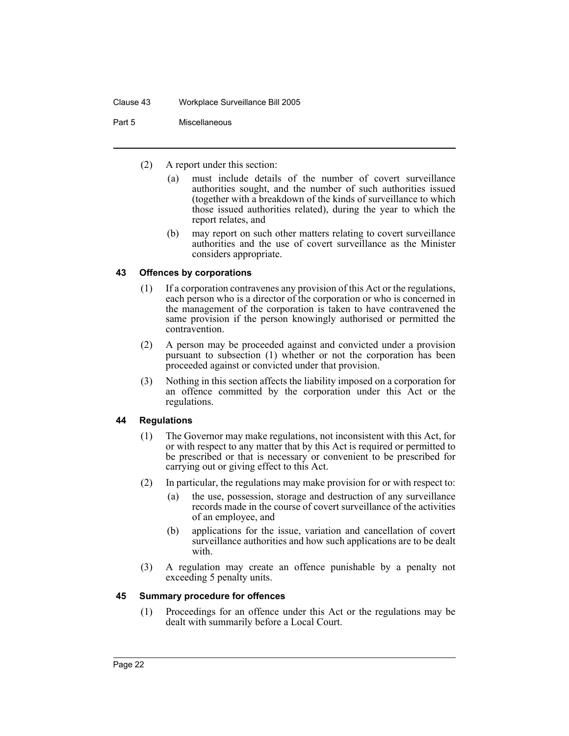(2) A report under this section:

(a) must include details of the number of covert surveillance authorities sought, and the number of such authorities issued (together with a breakdown of the kinds of surveillance to which those issued authorities related), during the year to which the report relates, and

(b) may report on such other matters relating to covert surveillance authorities and the use of covert surveillance as the Minister considers appropriate.

### 43 Offences by corporations

(1) If a corporation contravenes any provision of this Act or the regulations, each person who is a director of the corporation or who is concerned in the management of the corporation is taken to have contravened the same provision if the person knowingly authorised or permitted the contravention.

(2) A person may be proceeded against and convicted under a provision pursuant to subsection (1) whether or not the corporation has been proceeded against or convicted under that provision.

(3) Nothing in this section affects the liability imposed on a corporation for an offence committed by the corporation under this Act or the regulations.

### 44 Regulations

(1) The Governor may make regulations, not inconsistent with this Act, for or with respect to any matter that by this Act is required or permitted to be prescribed or that is necessary or convenient to be prescribed for carrying out or giving effect to this Act.

(2) In particular, the regulations may make provision for or with respect to:

(a) the use, possession, storage and destruction of any surveillance records made in the course of covert surveillance of the activities of an employee, and

(b) applications for the issue, variation and cancellation of covert surveillance authorities and how such applications are to be dealt with.

(3) A regulation may create an offence punishable by a penalty not exceeding 5 penalty units.

### 45 Summary procedure for offences

(1) Proceedings for an offence under this Act or the regulations may be dealt with summarily before a Local Court.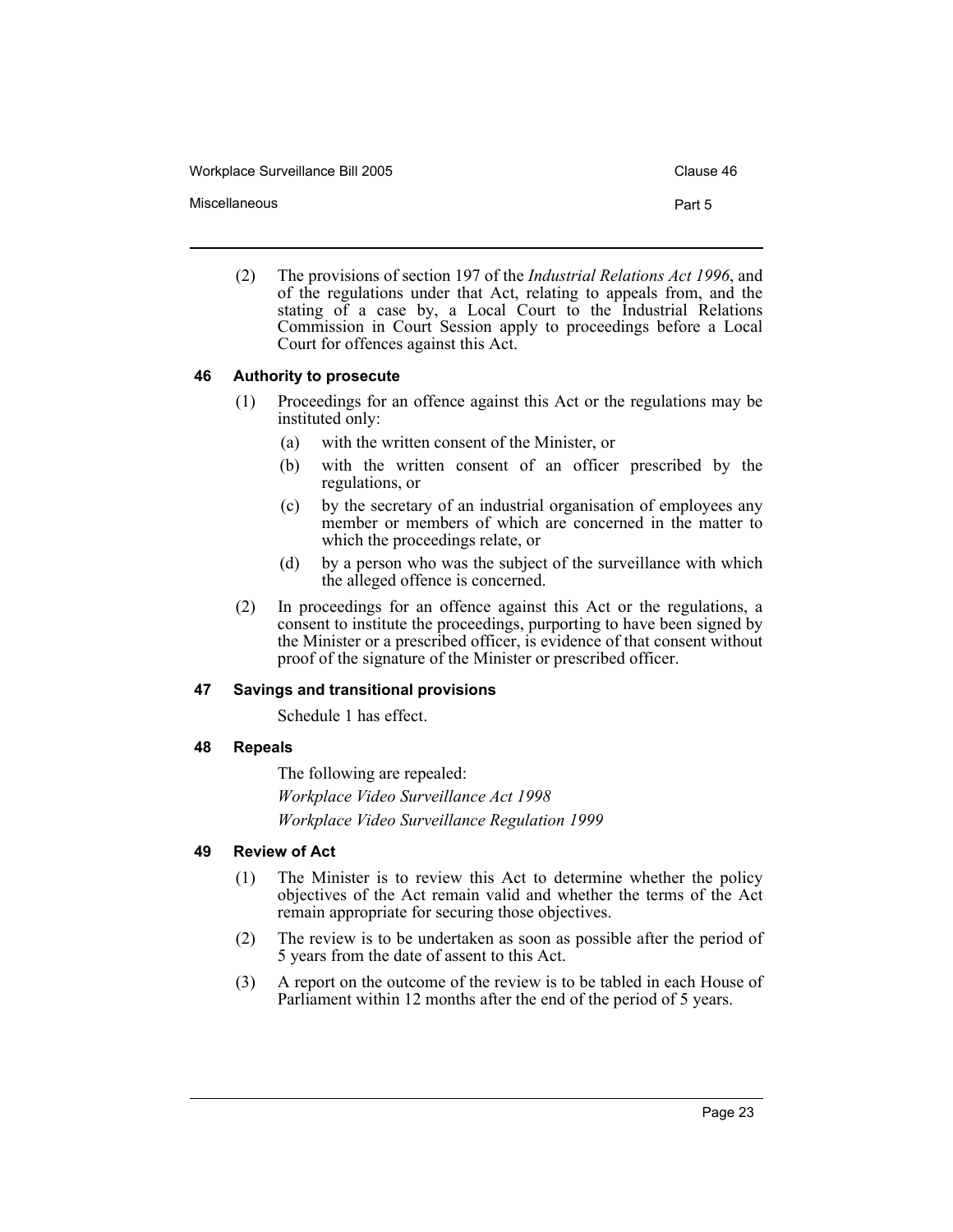(2) The provisions of section 197 of the *Industrial Relations Act 1996*, and of the regulations under that Act, relating to appeals from, and the stating of a case by, a Local Court to the Industrial Relations Commission in Court Session apply to proceedings before a Local Court for offences against this Act.

### 46 Authority to prosecute

(1) Proceedings for an offence against this Act or the regulations may be instituted only:

(a) with the written consent of the Minister, or

(b) with the written consent of an officer prescribed by the regulations, or

(c) by the secretary of an industrial organisation of employees any member or members of which are concerned in the matter to which the proceedings relate, or

(d) by a person who was the subject of the surveillance with which the alleged offence is concerned.

(2) In proceedings for an offence against this Act or the regulations, a consent to institute the proceedings, purporting to have been signed by the Minister or a prescribed officer, is evidence of that consent without proof of the signature of the Minister or prescribed officer.

### 47 Savings and transitional provisions

Schedule 1 has effect.

### 48 Repeals

The following are repealed:

*Workplace Video Surveillance Act 1998*

*Workplace Video Surveillance Regulation 1999*

### 49 Review of Act

(1) The Minister is to review this Act to determine whether the policy objectives of the Act remain valid and whether the terms of the Act remain appropriate for securing those objectives.

(2) The review is to be undertaken as soon as possible after the period of 5 years from the date of assent to this Act.

(3) A report on the outcome of the review is to be tabled in each House of Parliament within 12 months after the end of the period of 5 years.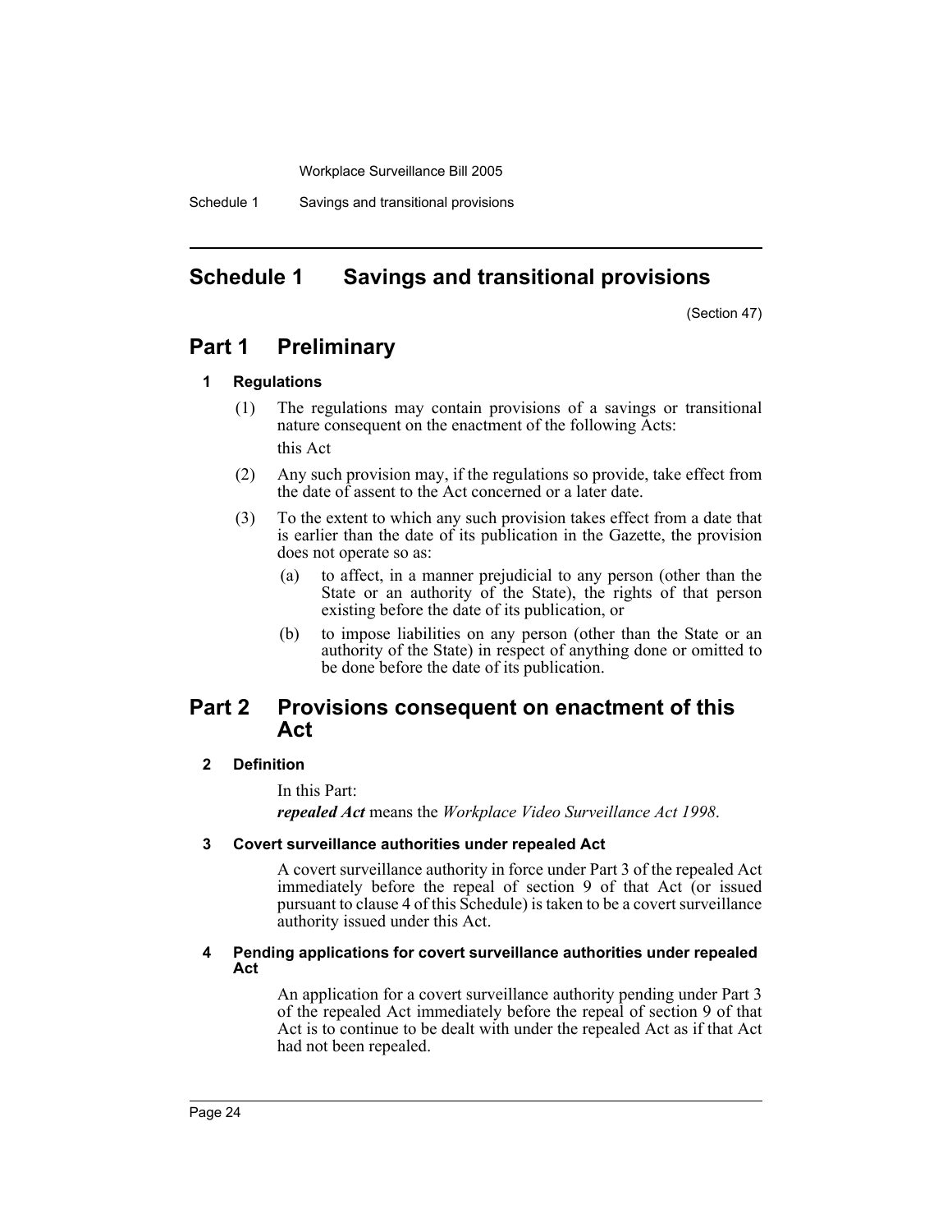# Schedule 1 Savings and transitional provisions

(Section 47)

## Part 1 Preliminary

### 1 Regulations

(1) The regulations may contain provisions of a savings or transitional nature consequent on the enactment of the following Acts:

this Act

(2) Any such provision may, if the regulations so provide, take effect from the date of assent to the Act concerned or a later date.

(3) To the extent to which any such provision takes effect from a date that is earlier than the date of its publication in the Gazette, the provision does not operate so as:

(a) to affect, in a manner prejudicial to any person (other than the State or an authority of the State), the rights of that person existing before the date of its publication, or

(b) to impose liabilities on any person (other than the State or an authority of the State) in respect of anything done or omitted to be done before the date of its publication.

## Part 2 Provisions consequent on enactment of this Act

### 2 Definition

In this Part:

***repealed Act*** means the *Workplace Video Surveillance Act 1998*.

### 3 Covert surveillance authorities under repealed Act

A covert surveillance authority in force under Part 3 of the repealed Act immediately before the repeal of section 9 of that Act (or issued pursuant to clause 4 of this Schedule) is taken to be a covert surveillance authority issued under this Act.

### 4 Pending applications for covert surveillance authorities under repealed Act

An application for a covert surveillance authority pending under Part 3 of the repealed Act immediately before the repeal of section 9 of that Act is to continue to be dealt with under the repealed Act as if that Act had not been repealed.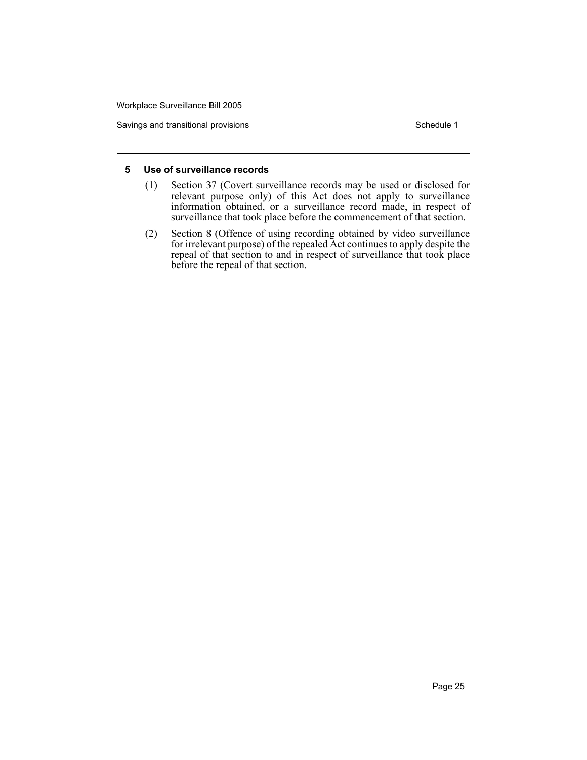## 5 Use of surveillance records

(1) Section 37 (Covert surveillance records may be used or disclosed for relevant purpose only) of this Act does not apply to surveillance information obtained, or a surveillance record made, in respect of surveillance that took place before the commencement of that section.

(2) Section 8 (Offence of using recording obtained by video surveillance for irrelevant purpose) of the repealed Act continues to apply despite the repeal of that section to and in respect of surveillance that took place before the repeal of that section.